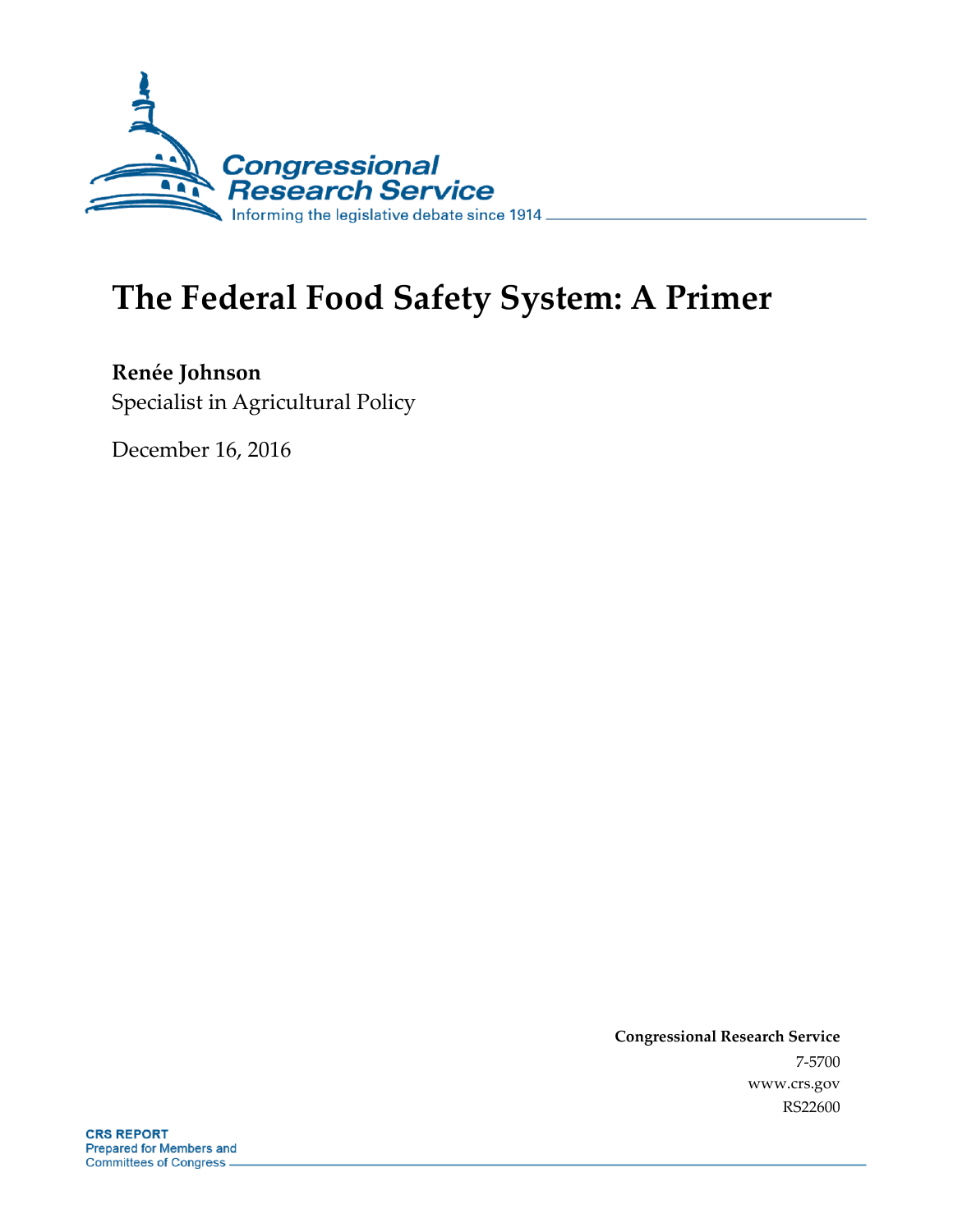Congressional Research Service

Informing the legislative debate since 1914

# The Federal Food Safety System: A Primer

**Renée Johnson**

Specialist in Agricultural Policy

December 16, 2016

**Congressional Research Service**

7-5700

www.crs.gov

RS22600

**CRS REPORT**

Prepared for Members and Committees of Congress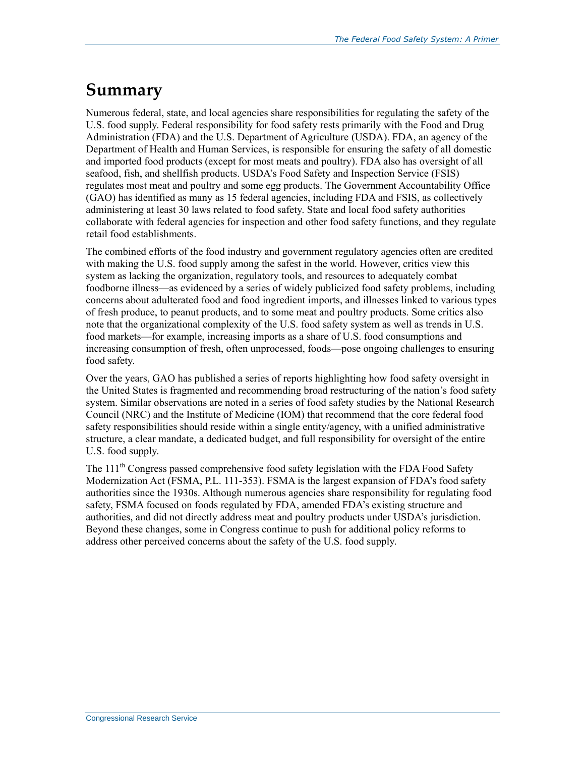# Summary

Numerous federal, state, and local agencies share responsibilities for regulating the safety of the U.S. food supply. Federal responsibility for food safety rests primarily with the Food and Drug Administration (FDA) and the U.S. Department of Agriculture (USDA). FDA, an agency of the Department of Health and Human Services, is responsible for ensuring the safety of all domestic and imported food products (except for most meats and poultry). FDA also has oversight of all seafood, fish, and shellfish products. USDA's Food Safety and Inspection Service (FSIS) regulates most meat and poultry and some egg products. The Government Accountability Office (GAO) has identified as many as 15 federal agencies, including FDA and FSIS, as collectively administering at least 30 laws related to food safety. State and local food safety authorities collaborate with federal agencies for inspection and other food safety functions, and they regulate retail food establishments.

The combined efforts of the food industry and government regulatory agencies often are credited with making the U.S. food supply among the safest in the world. However, critics view this system as lacking the organization, regulatory tools, and resources to adequately combat foodborne illness—as evidenced by a series of widely publicized food safety problems, including concerns about adulterated food and food ingredient imports, and illnesses linked to various types of fresh produce, to peanut products, and to some meat and poultry products. Some critics also note that the organizational complexity of the U.S. food safety system as well as trends in U.S. food markets—for example, increasing imports as a share of U.S. food consumptions and increasing consumption of fresh, often unprocessed, foods—pose ongoing challenges to ensuring food safety.

Over the years, GAO has published a series of reports highlighting how food safety oversight in the United States is fragmented and recommending broad restructuring of the nation's food safety system. Similar observations are noted in a series of food safety studies by the National Research Council (NRC) and the Institute of Medicine (IOM) that recommend that the core federal food safety responsibilities should reside within a single entity/agency, with a unified administrative structure, a clear mandate, a dedicated budget, and full responsibility for oversight of the entire U.S. food supply.

The 111th Congress passed comprehensive food safety legislation with the FDA Food Safety Modernization Act (FSMA, P.L. 111-353). FSMA is the largest expansion of FDA's food safety authorities since the 1930s. Although numerous agencies share responsibility for regulating food safety, FSMA focused on foods regulated by FDA, amended FDA's existing structure and authorities, and did not directly address meat and poultry products under USDA's jurisdiction. Beyond these changes, some in Congress continue to push for additional policy reforms to address other perceived concerns about the safety of the U.S. food supply.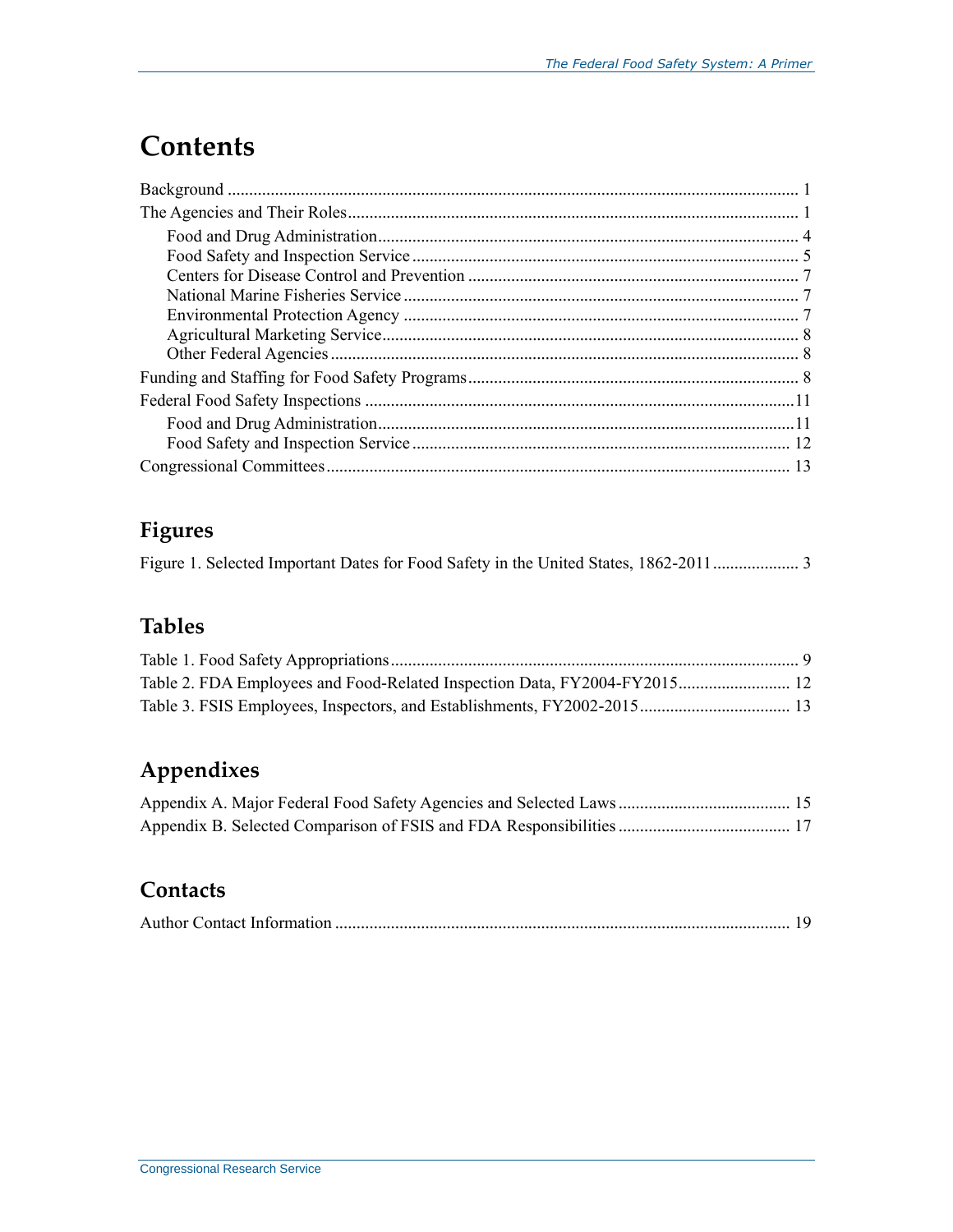# Contents

Background .................................................................................................................... 1

The Agencies and Their Roles........................................................................................ 1

- Food and Drug Administration................................................................................. 4
- Food Safety and Inspection Service ......................................................................... 5
- Centers for Disease Control and Prevention ............................................................ 7
- National Marine Fisheries Service ........................................................................... 7
- Environmental Protection Agency ........................................................................... 7
- Agricultural Marketing Service................................................................................ 8
- Other Federal Agencies ........................................................................................... 8

Funding and Staffing for Food Safety Programs............................................................ 8

Federal Food Safety Inspections ...................................................................................11

- Food and Drug Administration................................................................................11
- Food Safety and Inspection Service ....................................................................... 12

Congressional Committees........................................................................................... 13

## Figures

Figure 1. Selected Important Dates for Food Safety in the United States, 1862-2011.................... 3

## Tables

Table 1. Food Safety Appropriations.............................................................................. 9

Table 2. FDA Employees and Food-Related Inspection Data, FY2004-FY2015.......................... 12

Table 3. FSIS Employees, Inspectors, and Establishments, FY2002-2015................................... 13

## Appendixes

Appendix A. Major Federal Food Safety Agencies and Selected Laws ........................................ 15

Appendix B. Selected Comparison of FSIS and FDA Responsibilities ........................................ 17

## Contacts

Author Contact Information ........................................................................................ 19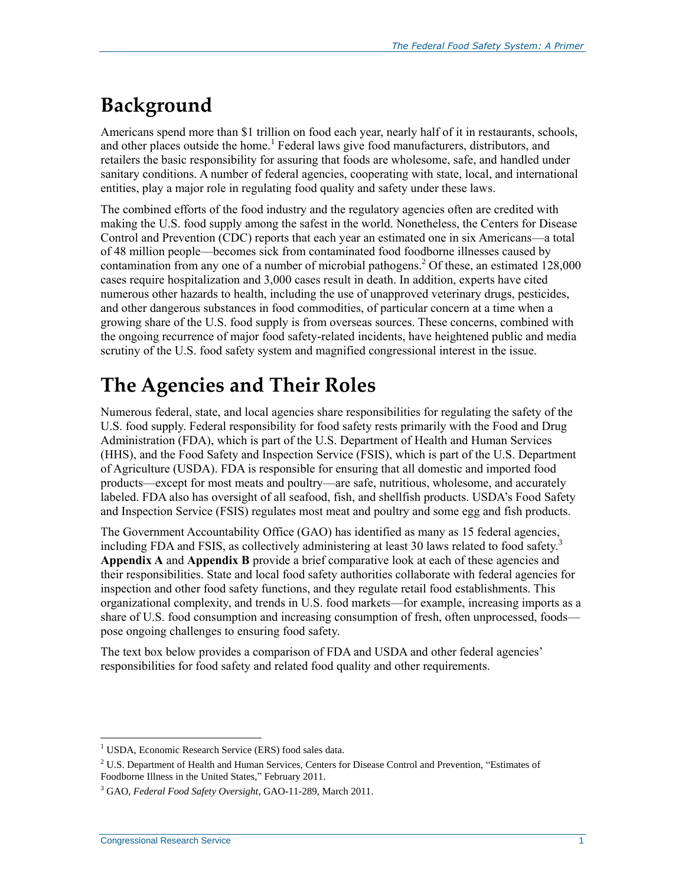## Background

Americans spend more than $1 trillion on food each year, nearly half of it in restaurants, schools, and other places outside the home.[1] Federal laws give food manufacturers, distributors, and retailers the basic responsibility for assuring that foods are wholesome, safe, and handled under sanitary conditions. A number of federal agencies, cooperating with state, local, and international entities, play a major role in regulating food quality and safety under these laws.

The combined efforts of the food industry and the regulatory agencies often are credited with making the U.S. food supply among the safest in the world. Nonetheless, the Centers for Disease Control and Prevention (CDC) reports that each year an estimated one in six Americans—a total of 48 million people—becomes sick from contaminated food foodborne illnesses caused by contamination from any one of a number of microbial pathogens.[2] Of these, an estimated 128,000 cases require hospitalization and 3,000 cases result in death. In addition, experts have cited numerous other hazards to health, including the use of unapproved veterinary drugs, pesticides, and other dangerous substances in food commodities, of particular concern at a time when a growing share of the U.S. food supply is from overseas sources. These concerns, combined with the ongoing recurrence of major food safety-related incidents, have heightened public and media scrutiny of the U.S. food safety system and magnified congressional interest in the issue.

## The Agencies and Their Roles

Numerous federal, state, and local agencies share responsibilities for regulating the safety of the U.S. food supply. Federal responsibility for food safety rests primarily with the Food and Drug Administration (FDA), which is part of the U.S. Department of Health and Human Services (HHS), and the Food Safety and Inspection Service (FSIS), which is part of the U.S. Department of Agriculture (USDA). FDA is responsible for ensuring that all domestic and imported food products—except for most meats and poultry—are safe, nutritious, wholesome, and accurately labeled. FDA also has oversight of all seafood, fish, and shellfish products. USDA's Food Safety and Inspection Service (FSIS) regulates most meat and poultry and some egg and fish products.

The Government Accountability Office (GAO) has identified as many as 15 federal agencies, including FDA and FSIS, as collectively administering at least 30 laws related to food safety.[3] **Appendix A** and **Appendix B** provide a brief comparative look at each of these agencies and their responsibilities. State and local food safety authorities collaborate with federal agencies for inspection and other food safety functions, and they regulate retail food establishments. This organizational complexity, and trends in U.S. food markets—for example, increasing imports as a share of U.S. food consumption and increasing consumption of fresh, often unprocessed, foods—pose ongoing challenges to ensuring food safety.

The text box below provides a comparison of FDA and USDA and other federal agencies' responsibilities for food safety and related food quality and other requirements.

---

[1] USDA, Economic Research Service (ERS) food sales data.

[2] U.S. Department of Health and Human Services, Centers for Disease Control and Prevention, "Estimates of Foodborne Illness in the United States," February 2011.

[3] GAO, *Federal Food Safety Oversight*, GAO-11-289, March 2011.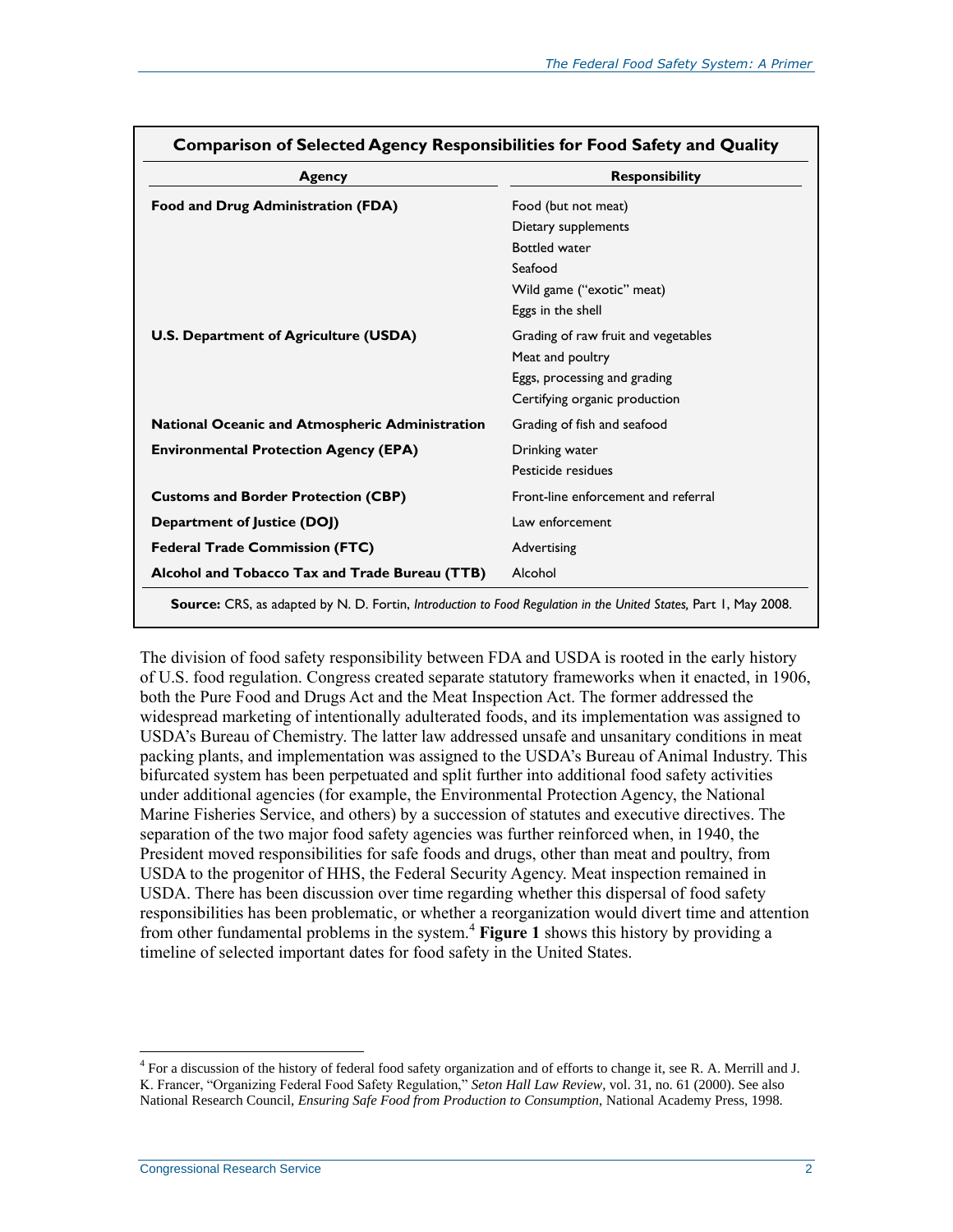**Comparison of Selected Agency Responsibilities for Food Safety and Quality**

| Agency | Responsibility |
|---|---|
| **Food and Drug Administration (FDA)** | Food (but not meat)<br>Dietary supplements<br>Bottled water<br>Seafood<br>Wild game ("exotic" meat)<br>Eggs in the shell |
| **U.S. Department of Agriculture (USDA)** | Grading of raw fruit and vegetables<br>Meat and poultry<br>Eggs, processing and grading<br>Certifying organic production |
| **National Oceanic and Atmospheric Administration** | Grading of fish and seafood |
| **Environmental Protection Agency (EPA)** | Drinking water<br>Pesticide residues |
| **Customs and Border Protection (CBP)** | Front-line enforcement and referral |
| **Department of Justice (DOJ)** | Law enforcement |
| **Federal Trade Commission (FTC)** | Advertising |
| **Alcohol and Tobacco Tax and Trade Bureau (TTB)** | Alcohol |

**Source:** CRS, as adapted by N. D. Fortin, *Introduction to Food Regulation in the United States,* Part 1, May 2008.

The division of food safety responsibility between FDA and USDA is rooted in the early history of U.S. food regulation. Congress created separate statutory frameworks when it enacted, in 1906, both the Pure Food and Drugs Act and the Meat Inspection Act. The former addressed the widespread marketing of intentionally adulterated foods, and its implementation was assigned to USDA's Bureau of Chemistry. The latter law addressed unsafe and unsanitary conditions in meat packing plants, and implementation was assigned to the USDA's Bureau of Animal Industry. This bifurcated system has been perpetuated and split further into additional food safety activities under additional agencies (for example, the Environmental Protection Agency, the National Marine Fisheries Service, and others) by a succession of statutes and executive directives. The separation of the two major food safety agencies was further reinforced when, in 1940, the President moved responsibilities for safe foods and drugs, other than meat and poultry, from USDA to the progenitor of HHS, the Federal Security Agency. Meat inspection remained in USDA. There has been discussion over time regarding whether this dispersal of food safety responsibilities has been problematic, or whether a reorganization would divert time and attention from other fundamental problems in the system.[4] **Figure 1** shows this history by providing a timeline of selected important dates for food safety in the United States.

---

[4] For a discussion of the history of federal food safety organization and of efforts to change it, see R. A. Merrill and J. K. Francer, "Organizing Federal Food Safety Regulation," *Seton Hall Law Review*, vol. 31, no. 61 (2000). See also National Research Council, *Ensuring Safe Food from Production to Consumption*, National Academy Press, 1998.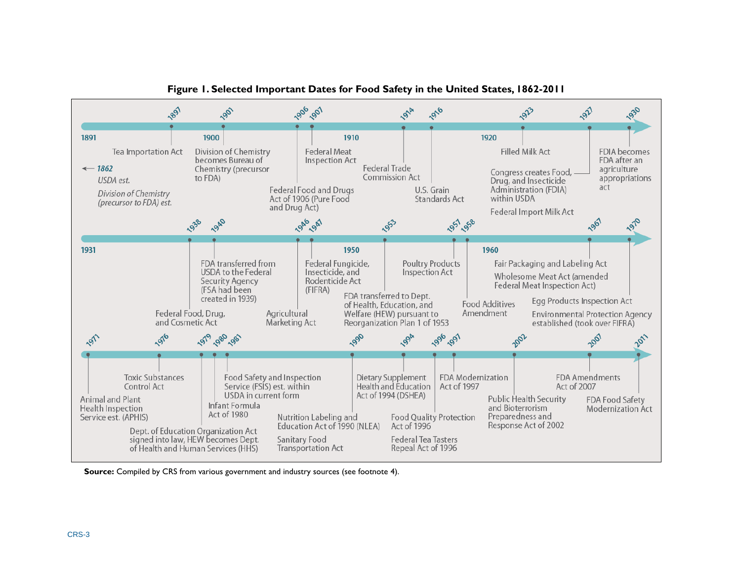**Figure 1. Selected Important Dates for Food Safety in the United States, 1862-2011**

- ← 1862 *USDA est.* *Division of Chemistry (precursor to FDA) est.*
- 1897 Tea Importation Act
- 1901 Division of Chemistry becomes Bureau of Chemistry (precursor to FDA)
- 1906 Federal Food and Drugs Act of 1906 (Pure Food and Drug Act)
- 1907 Federal Meat Inspection Act
- 1914 Federal Trade Commission Act
- 1916 U.S. Grain Standards Act
- 1923 Filled Milk Act
- 1927 Congress creates Food, Drug, and Insecticide Administration (FDIA) within USDA; Federal Import Milk Act
- 1930 FDIA becomes FDA after an agriculture appropriations act
- 1938 Federal Food, Drug, and Cosmetic Act
- 1940 FDA transferred from USDA to the Federal Security Agency (FSA had been created in 1939)
- 1946 Agricultural Marketing Act
- 1947 Federal Fungicide, Insecticide, and Rodenticide Act (FIFRA)
- 1953 FDA transferred to Dept. of Health, Education, and Welfare (HEW) pursuant to Reorganization Plan 1 of 1953
- 1957 Poultry Products Inspection Act
- 1958 Food Additives Amendment
- 1967 Fair Packaging and Labeling Act; Wholesome Meat Act (amended Federal Meat Inspection Act)
- 1970 Egg Products Inspection Act; Environmental Protection Agency established (took over FIFRA)
- 1971 Animal and Plant Health Inspection Service est. (APHIS)
- 1976 Toxic Substances Control Act
- 1979 Dept. of Education Organization Act signed into law, HEW becomes Dept. of Health and Human Services (HHS)
- 1980 Infant Formula Act of 1980
- 1981 Food Safety and Inspection Service (FSIS) est. within USDA in current form
- 1990 Nutrition Labeling and Education Act of 1990 (NLEA); Sanitary Food Transportation Act
- 1994 Dietary Supplement Health and Education Act of 1994 (DSHEA)
- 1996 Food Quality Protection Act of 1996; Federal Tea Tasters Repeal Act of 1996
- 1997 FDA Modernization Act of 1997
- 2002 Public Health Security and Bioterrorism Preparedness and Response Act of 2002
- 2007 FDA Amendments Act of 2007
- 2011 FDA Food Safety Modernization Act

**Source:** Compiled by CRS from various government and industry sources (see footnote 4).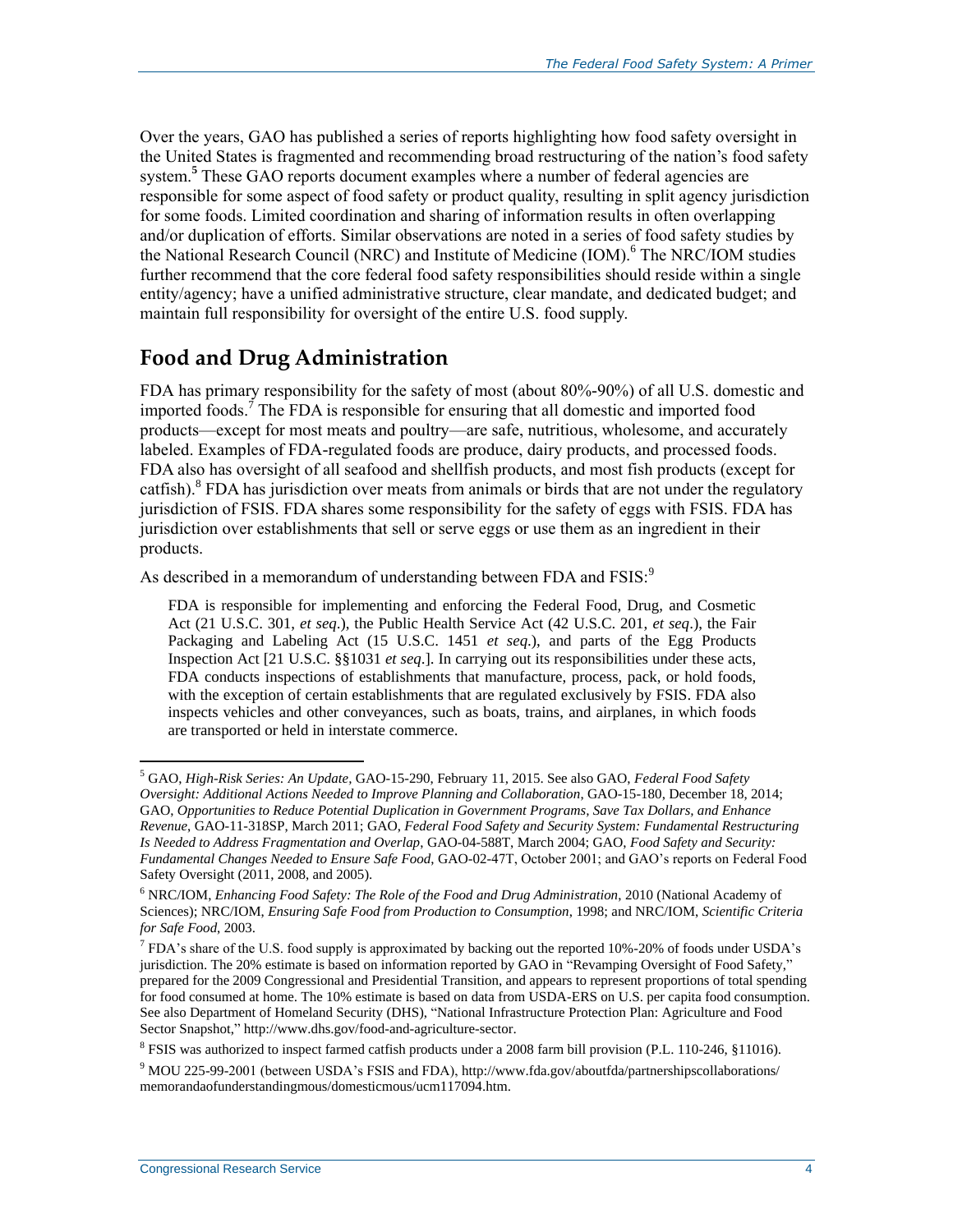Over the years, GAO has published a series of reports highlighting how food safety oversight in the United States is fragmented and recommending broad restructuring of the nation's food safety system.[5] These GAO reports document examples where a number of federal agencies are responsible for some aspect of food safety or product quality, resulting in split agency jurisdiction for some foods. Limited coordination and sharing of information results in often overlapping and/or duplication of efforts. Similar observations are noted in a series of food safety studies by the National Research Council (NRC) and Institute of Medicine (IOM).[6] The NRC/IOM studies further recommend that the core federal food safety responsibilities should reside within a single entity/agency; have a unified administrative structure, clear mandate, and dedicated budget; and maintain full responsibility for oversight of the entire U.S. food supply.

## Food and Drug Administration

FDA has primary responsibility for the safety of most (about 80%-90%) of all U.S. domestic and imported foods.[7] The FDA is responsible for ensuring that all domestic and imported food products—except for most meats and poultry—are safe, nutritious, wholesome, and accurately labeled. Examples of FDA-regulated foods are produce, dairy products, and processed foods. FDA also has oversight of all seafood and shellfish products, and most fish products (except for catfish).[8] FDA has jurisdiction over meats from animals or birds that are not under the regulatory jurisdiction of FSIS. FDA shares some responsibility for the safety of eggs with FSIS. FDA has jurisdiction over establishments that sell or serve eggs or use them as an ingredient in their products.

As described in a memorandum of understanding between FDA and FSIS:[9]

> FDA is responsible for implementing and enforcing the Federal Food, Drug, and Cosmetic Act (21 U.S.C. 301, *et seq*.), the Public Health Service Act (42 U.S.C. 201, *et seq*.), the Fair Packaging and Labeling Act (15 U.S.C. 1451 *et seq*.), and parts of the Egg Products Inspection Act [21 U.S.C. §§1031 *et seq*.]. In carrying out its responsibilities under these acts, FDA conducts inspections of establishments that manufacture, process, pack, or hold foods, with the exception of certain establishments that are regulated exclusively by FSIS. FDA also inspects vehicles and other conveyances, such as boats, trains, and airplanes, in which foods are transported or held in interstate commerce.

---

[5] GAO, *High-Risk Series: An Update*, GAO-15-290, February 11, 2015. See also GAO, *Federal Food Safety Oversight: Additional Actions Needed to Improve Planning and Collaboration*, GAO-15-180, December 18, 2014; GAO, *Opportunities to Reduce Potential Duplication in Government Programs, Save Tax Dollars, and Enhance Revenue*, GAO-11-318SP, March 2011; GAO, *Federal Food Safety and Security System: Fundamental Restructuring Is Needed to Address Fragmentation and Overlap*, GAO-04-588T, March 2004; GAO, *Food Safety and Security: Fundamental Changes Needed to Ensure Safe Food*, GAO-02-47T, October 2001; and GAO's reports on Federal Food Safety Oversight (2011, 2008, and 2005).

[6] NRC/IOM, *Enhancing Food Safety: The Role of the Food and Drug Administration*, 2010 (National Academy of Sciences); NRC/IOM, *Ensuring Safe Food from Production to Consumption*, 1998; and NRC/IOM, *Scientific Criteria for Safe Food*, 2003.

[7] FDA's share of the U.S. food supply is approximated by backing out the reported 10%-20% of foods under USDA's jurisdiction. The 20% estimate is based on information reported by GAO in "Revamping Oversight of Food Safety," prepared for the 2009 Congressional and Presidential Transition, and appears to represent proportions of total spending for food consumed at home. The 10% estimate is based on data from USDA-ERS on U.S. per capita food consumption. See also Department of Homeland Security (DHS), "National Infrastructure Protection Plan: Agriculture and Food Sector Snapshot," http://www.dhs.gov/food-and-agriculture-sector.

[8] FSIS was authorized to inspect farmed catfish products under a 2008 farm bill provision (P.L. 110-246, §11016).

[9] MOU 225-99-2001 (between USDA's FSIS and FDA), http://www.fda.gov/aboutfda/partnershipscollaborations/memorandaofunderstandingmous/domesticmous/ucm117094.htm.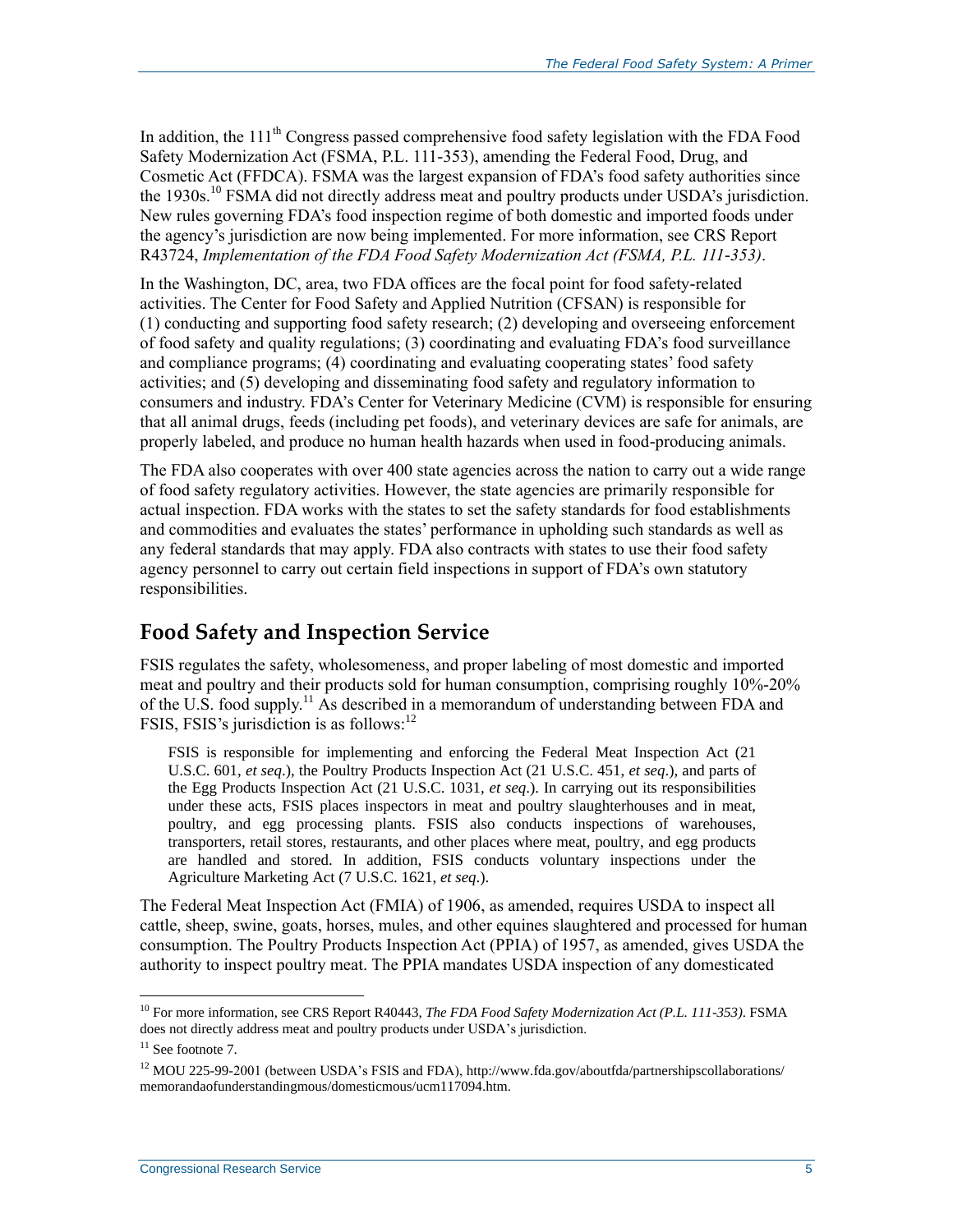In addition, the 111th Congress passed comprehensive food safety legislation with the FDA Food Safety Modernization Act (FSMA, P.L. 111-353), amending the Federal Food, Drug, and Cosmetic Act (FFDCA). FSMA was the largest expansion of FDA's food safety authorities since the 1930s.[10] FSMA did not directly address meat and poultry products under USDA's jurisdiction. New rules governing FDA's food inspection regime of both domestic and imported foods under the agency's jurisdiction are now being implemented. For more information, see CRS Report R43724, *Implementation of the FDA Food Safety Modernization Act (FSMA, P.L. 111-353)*.

In the Washington, DC, area, two FDA offices are the focal point for food safety-related activities. The Center for Food Safety and Applied Nutrition (CFSAN) is responsible for (1) conducting and supporting food safety research; (2) developing and overseeing enforcement of food safety and quality regulations; (3) coordinating and evaluating FDA's food surveillance and compliance programs; (4) coordinating and evaluating cooperating states' food safety activities; and (5) developing and disseminating food safety and regulatory information to consumers and industry. FDA's Center for Veterinary Medicine (CVM) is responsible for ensuring that all animal drugs, feeds (including pet foods), and veterinary devices are safe for animals, are properly labeled, and produce no human health hazards when used in food-producing animals.

The FDA also cooperates with over 400 state agencies across the nation to carry out a wide range of food safety regulatory activities. However, the state agencies are primarily responsible for actual inspection. FDA works with the states to set the safety standards for food establishments and commodities and evaluates the states' performance in upholding such standards as well as any federal standards that may apply. FDA also contracts with states to use their food safety agency personnel to carry out certain field inspections in support of FDA's own statutory responsibilities.

## Food Safety and Inspection Service

FSIS regulates the safety, wholesomeness, and proper labeling of most domestic and imported meat and poultry and their products sold for human consumption, comprising roughly 10%-20% of the U.S. food supply.[11] As described in a memorandum of understanding between FDA and FSIS, FSIS's jurisdiction is as follows:[12]

> FSIS is responsible for implementing and enforcing the Federal Meat Inspection Act (21 U.S.C. 601, *et seq*.), the Poultry Products Inspection Act (21 U.S.C. 451, *et seq*.), and parts of the Egg Products Inspection Act (21 U.S.C. 1031, *et seq*.). In carrying out its responsibilities under these acts, FSIS places inspectors in meat and poultry slaughterhouses and in meat, poultry, and egg processing plants. FSIS also conducts inspections of warehouses, transporters, retail stores, restaurants, and other places where meat, poultry, and egg products are handled and stored. In addition, FSIS conducts voluntary inspections under the Agriculture Marketing Act (7 U.S.C. 1621, *et seq*.).

The Federal Meat Inspection Act (FMIA) of 1906, as amended, requires USDA to inspect all cattle, sheep, swine, goats, horses, mules, and other equines slaughtered and processed for human consumption. The Poultry Products Inspection Act (PPIA) of 1957, as amended, gives USDA the authority to inspect poultry meat. The PPIA mandates USDA inspection of any domesticated

---

[10] For more information, see CRS Report R40443, *The FDA Food Safety Modernization Act (P.L. 111-353)*. FSMA does not directly address meat and poultry products under USDA's jurisdiction.

[11] See footnote 7.

[12] MOU 225-99-2001 (between USDA's FSIS and FDA), http://www.fda.gov/aboutfda/partnershipscollaborations/memorandaofunderstandingmous/domesticmous/ucm117094.htm.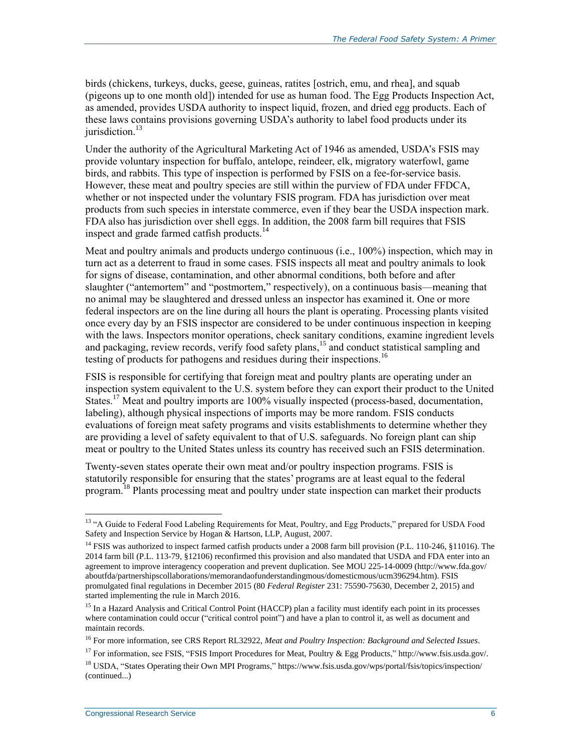birds (chickens, turkeys, ducks, geese, guineas, ratites [ostrich, emu, and rhea], and squab (pigeons up to one month old]) intended for use as human food. The Egg Products Inspection Act, as amended, provides USDA authority to inspect liquid, frozen, and dried egg products. Each of these laws contains provisions governing USDA's authority to label food products under its jurisdiction.[13]

Under the authority of the Agricultural Marketing Act of 1946 as amended, USDA's FSIS may provide voluntary inspection for buffalo, antelope, reindeer, elk, migratory waterfowl, game birds, and rabbits. This type of inspection is performed by FSIS on a fee-for-service basis. However, these meat and poultry species are still within the purview of FDA under FFDCA, whether or not inspected under the voluntary FSIS program. FDA has jurisdiction over meat products from such species in interstate commerce, even if they bear the USDA inspection mark. FDA also has jurisdiction over shell eggs. In addition, the 2008 farm bill requires that FSIS inspect and grade farmed catfish products.[14]

Meat and poultry animals and products undergo continuous (i.e., 100%) inspection, which may in turn act as a deterrent to fraud in some cases. FSIS inspects all meat and poultry animals to look for signs of disease, contamination, and other abnormal conditions, both before and after slaughter ("antemortem" and "postmortem," respectively), on a continuous basis—meaning that no animal may be slaughtered and dressed unless an inspector has examined it. One or more federal inspectors are on the line during all hours the plant is operating. Processing plants visited once every day by an FSIS inspector are considered to be under continuous inspection in keeping with the laws. Inspectors monitor operations, check sanitary conditions, examine ingredient levels and packaging, review records, verify food safety plans,[15] and conduct statistical sampling and testing of products for pathogens and residues during their inspections.[16]

FSIS is responsible for certifying that foreign meat and poultry plants are operating under an inspection system equivalent to the U.S. system before they can export their product to the United States.[17] Meat and poultry imports are 100% visually inspected (process-based, documentation, labeling), although physical inspections of imports may be more random. FSIS conducts evaluations of foreign meat safety programs and visits establishments to determine whether they are providing a level of safety equivalent to that of U.S. safeguards. No foreign plant can ship meat or poultry to the United States unless its country has received such an FSIS determination.

Twenty-seven states operate their own meat and/or poultry inspection programs. FSIS is statutorily responsible for ensuring that the states' programs are at least equal to the federal program.[18] Plants processing meat and poultry under state inspection can market their products

---

[13] "A Guide to Federal Food Labeling Requirements for Meat, Poultry, and Egg Products," prepared for USDA Food Safety and Inspection Service by Hogan & Hartson, LLP, August, 2007.

[14] FSIS was authorized to inspect farmed catfish products under a 2008 farm bill provision (P.L. 110-246, §11016). The 2014 farm bill (P.L. 113-79, §12106) reconfirmed this provision and also mandated that USDA and FDA enter into an agreement to improve interagency cooperation and prevent duplication. See MOU 225-14-0009 (http://www.fda.gov/aboutfda/partnershipscollaborations/memorandaofunderstandingmous/domesticmous/ucm396294.htm). FSIS promulgated final regulations in December 2015 (80 *Federal Register* 231: 75590-75630, December 2, 2015) and started implementing the rule in March 2016.

[15] In a Hazard Analysis and Critical Control Point (HACCP) plan a facility must identify each point in its processes where contamination could occur ("critical control point") and have a plan to control it, as well as document and maintain records.

[16] For more information, see CRS Report RL32922, *Meat and Poultry Inspection: Background and Selected Issues*.

[17] For information, see FSIS, "FSIS Import Procedures for Meat, Poultry & Egg Products," http://www.fsis.usda.gov/.

[18] USDA, "States Operating their Own MPI Programs," https://www.fsis.usda.gov/wps/portal/fsis/topics/inspection/ (continued...)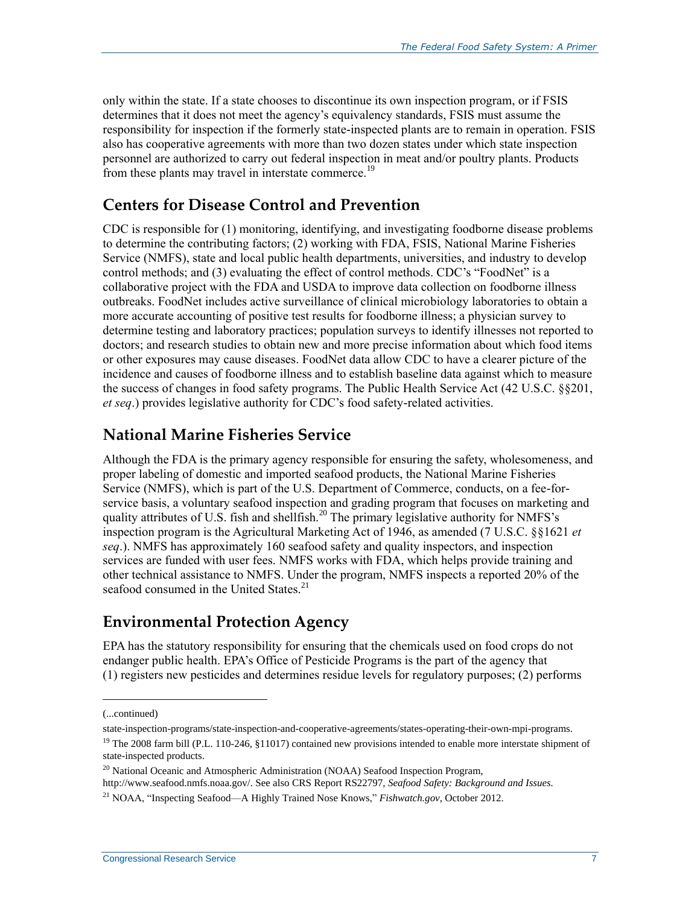only within the state. If a state chooses to discontinue its own inspection program, or if FSIS determines that it does not meet the agency's equivalency standards, FSIS must assume the responsibility for inspection if the formerly state-inspected plants are to remain in operation. FSIS also has cooperative agreements with more than two dozen states under which state inspection personnel are authorized to carry out federal inspection in meat and/or poultry plants. Products from these plants may travel in interstate commerce.[19]

## Centers for Disease Control and Prevention

CDC is responsible for (1) monitoring, identifying, and investigating foodborne disease problems to determine the contributing factors; (2) working with FDA, FSIS, National Marine Fisheries Service (NMFS), state and local public health departments, universities, and industry to develop control methods; and (3) evaluating the effect of control methods. CDC's "FoodNet" is a collaborative project with the FDA and USDA to improve data collection on foodborne illness outbreaks. FoodNet includes active surveillance of clinical microbiology laboratories to obtain a more accurate accounting of positive test results for foodborne illness; a physician survey to determine testing and laboratory practices; population surveys to identify illnesses not reported to doctors; and research studies to obtain new and more precise information about which food items or other exposures may cause diseases. FoodNet data allow CDC to have a clearer picture of the incidence and causes of foodborne illness and to establish baseline data against which to measure the success of changes in food safety programs. The Public Health Service Act (42 U.S.C. §§201, *et seq*.) provides legislative authority for CDC's food safety-related activities.

## National Marine Fisheries Service

Although the FDA is the primary agency responsible for ensuring the safety, wholesomeness, and proper labeling of domestic and imported seafood products, the National Marine Fisheries Service (NMFS), which is part of the U.S. Department of Commerce, conducts, on a fee-for-service basis, a voluntary seafood inspection and grading program that focuses on marketing and quality attributes of U.S. fish and shellfish.[20] The primary legislative authority for NMFS's inspection program is the Agricultural Marketing Act of 1946, as amended (7 U.S.C. §§1621 *et seq*.). NMFS has approximately 160 seafood safety and quality inspectors, and inspection services are funded with user fees. NMFS works with FDA, which helps provide training and other technical assistance to NMFS. Under the program, NMFS inspects a reported 20% of the seafood consumed in the United States.[21]

## Environmental Protection Agency

EPA has the statutory responsibility for ensuring that the chemicals used on food crops do not endanger public health. EPA's Office of Pesticide Programs is the part of the agency that (1) registers new pesticides and determines residue levels for regulatory purposes; (2) performs

---

(...continued)

state-inspection-programs/state-inspection-and-cooperative-agreements/states-operating-their-own-mpi-programs.

[19] The 2008 farm bill (P.L. 110-246, §11017) contained new provisions intended to enable more interstate shipment of state-inspected products.

[20] National Oceanic and Atmospheric Administration (NOAA) Seafood Inspection Program, http://www.seafood.nmfs.noaa.gov/. See also CRS Report RS22797, *Seafood Safety: Background and Issues.*

[21] NOAA, "Inspecting Seafood—A Highly Trained Nose Knows," *Fishwatch.gov*, October 2012.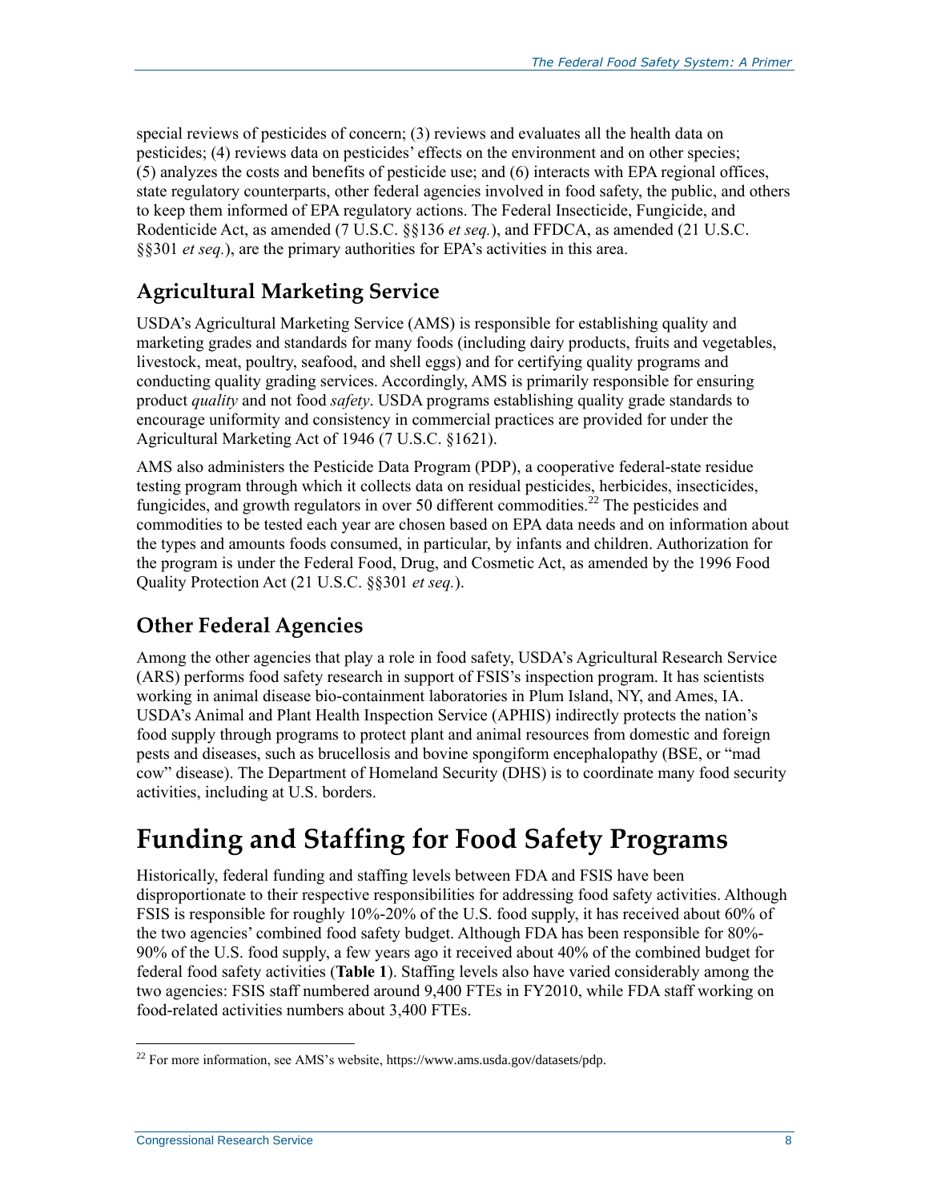special reviews of pesticides of concern; (3) reviews and evaluates all the health data on pesticides; (4) reviews data on pesticides' effects on the environment and on other species; (5) analyzes the costs and benefits of pesticide use; and (6) interacts with EPA regional offices, state regulatory counterparts, other federal agencies involved in food safety, the public, and others to keep them informed of EPA regulatory actions. The Federal Insecticide, Fungicide, and Rodenticide Act, as amended (7 U.S.C. §§136 *et seq.*), and FFDCA, as amended (21 U.S.C. §§301 *et seq.*), are the primary authorities for EPA's activities in this area.

### Agricultural Marketing Service

USDA's Agricultural Marketing Service (AMS) is responsible for establishing quality and marketing grades and standards for many foods (including dairy products, fruits and vegetables, livestock, meat, poultry, seafood, and shell eggs) and for certifying quality programs and conducting quality grading services. Accordingly, AMS is primarily responsible for ensuring product *quality* and not food *safety*. USDA programs establishing quality grade standards to encourage uniformity and consistency in commercial practices are provided for under the Agricultural Marketing Act of 1946 (7 U.S.C. §1621).

AMS also administers the Pesticide Data Program (PDP), a cooperative federal-state residue testing program through which it collects data on residual pesticides, herbicides, insecticides, fungicides, and growth regulators in over 50 different commodities.[22] The pesticides and commodities to be tested each year are chosen based on EPA data needs and on information about the types and amounts foods consumed, in particular, by infants and children. Authorization for the program is under the Federal Food, Drug, and Cosmetic Act, as amended by the 1996 Food Quality Protection Act (21 U.S.C. §§301 *et seq.*).

### Other Federal Agencies

Among the other agencies that play a role in food safety, USDA's Agricultural Research Service (ARS) performs food safety research in support of FSIS's inspection program. It has scientists working in animal disease bio-containment laboratories in Plum Island, NY, and Ames, IA. USDA's Animal and Plant Health Inspection Service (APHIS) indirectly protects the nation's food supply through programs to protect plant and animal resources from domestic and foreign pests and diseases, such as brucellosis and bovine spongiform encephalopathy (BSE, or "mad cow" disease). The Department of Homeland Security (DHS) is to coordinate many food security activities, including at U.S. borders.

## Funding and Staffing for Food Safety Programs

Historically, federal funding and staffing levels between FDA and FSIS have been disproportionate to their respective responsibilities for addressing food safety activities. Although FSIS is responsible for roughly 10%-20% of the U.S. food supply, it has received about 60% of the two agencies' combined food safety budget. Although FDA has been responsible for 80%-90% of the U.S. food supply, a few years ago it received about 40% of the combined budget for federal food safety activities (**Table 1**). Staffing levels also have varied considerably among the two agencies: FSIS staff numbered around 9,400 FTEs in FY2010, while FDA staff working on food-related activities numbers about 3,400 FTEs.

---

[22] For more information, see AMS's website, https://www.ams.usda.gov/datasets/pdp.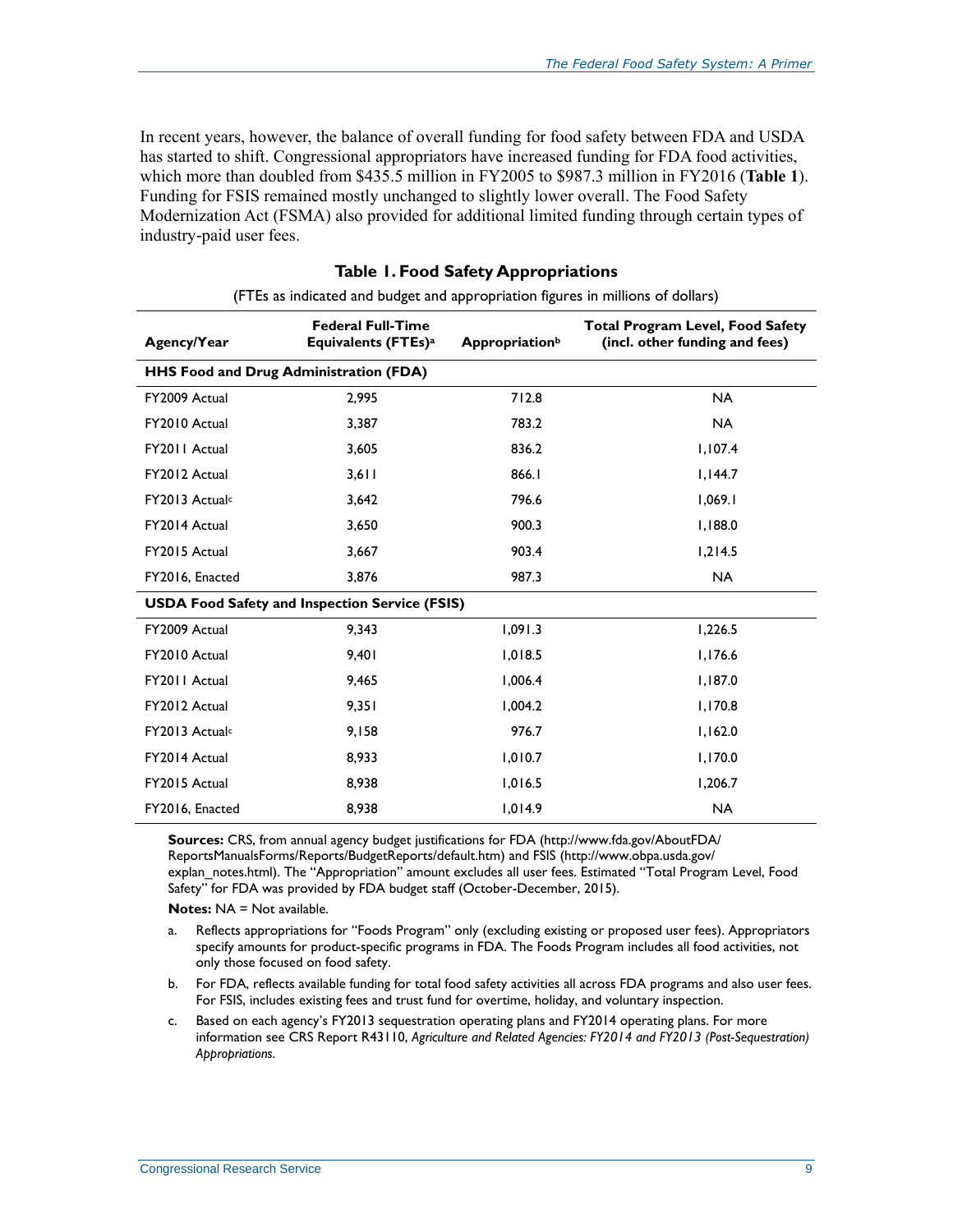In recent years, however, the balance of overall funding for food safety between FDA and USDA has started to shift. Congressional appropriators have increased funding for FDA food activities, which more than doubled from $435.5 million in FY2005 to $987.3 million in FY2016 (**Table 1**). Funding for FSIS remained mostly unchanged to slightly lower overall. The Food Safety Modernization Act (FSMA) also provided for additional limited funding through certain types of industry-paid user fees.

**Table 1. Food Safety Appropriations**

(FTEs as indicated and budget and appropriation figures in millions of dollars)

| Agency/Year | Federal Full-Time Equivalents (FTEs)[a] | Appropriation[b] | Total Program Level, Food Safety (incl. other funding and fees) |
|---|---|---|---|
| **HHS Food and Drug Administration (FDA)** | | | |
| FY2009 Actual | 2,995 | 712.8 | NA |
| FY2010 Actual | 3,387 | 783.2 | NA |
| FY2011 Actual | 3,605 | 836.2 | 1,107.4 |
| FY2012 Actual | 3,611 | 866.1 | 1,144.7 |
| FY2013 Actual[c] | 3,642 | 796.6 | 1,069.1 |
| FY2014 Actual | 3,650 | 900.3 | 1,188.0 |
| FY2015 Actual | 3,667 | 903.4 | 1,214.5 |
| FY2016, Enacted | 3,876 | 987.3 | NA |
| **USDA Food Safety and Inspection Service (FSIS)** | | | |
| FY2009 Actual | 9,343 | 1,091.3 | 1,226.5 |
| FY2010 Actual | 9,401 | 1,018.5 | 1,176.6 |
| FY2011 Actual | 9,465 | 1,006.4 | 1,187.0 |
| FY2012 Actual | 9,351 | 1,004.2 | 1,170.8 |
| FY2013 Actual[c] | 9,158 | 976.7 | 1,162.0 |
| FY2014 Actual | 8,933 | 1,010.7 | 1,170.0 |
| FY2015 Actual | 8,938 | 1,016.5 | 1,206.7 |
| FY2016, Enacted | 8,938 | 1,014.9 | NA |

**Sources:** CRS, from annual agency budget justifications for FDA (http://www.fda.gov/AboutFDA/ReportsManualsForms/Reports/BudgetReports/default.htm) and FSIS (http://www.obpa.usda.gov/explan_notes.html). The "Appropriation" amount excludes all user fees. Estimated "Total Program Level, Food Safety" for FDA was provided by FDA budget staff (October-December, 2015).

**Notes:** NA = Not available.

a. Reflects appropriations for "Foods Program" only (excluding existing or proposed user fees). Appropriators specify amounts for product-specific programs in FDA. The Foods Program includes all food activities, not only those focused on food safety.

b. For FDA, reflects available funding for total food safety activities all across FDA programs and also user fees. For FSIS, includes existing fees and trust fund for overtime, holiday, and voluntary inspection.

c. Based on each agency's FY2013 sequestration operating plans and FY2014 operating plans. For more information see CRS Report R43110, *Agriculture and Related Agencies: FY2014 and FY2013 (Post-Sequestration) Appropriations*.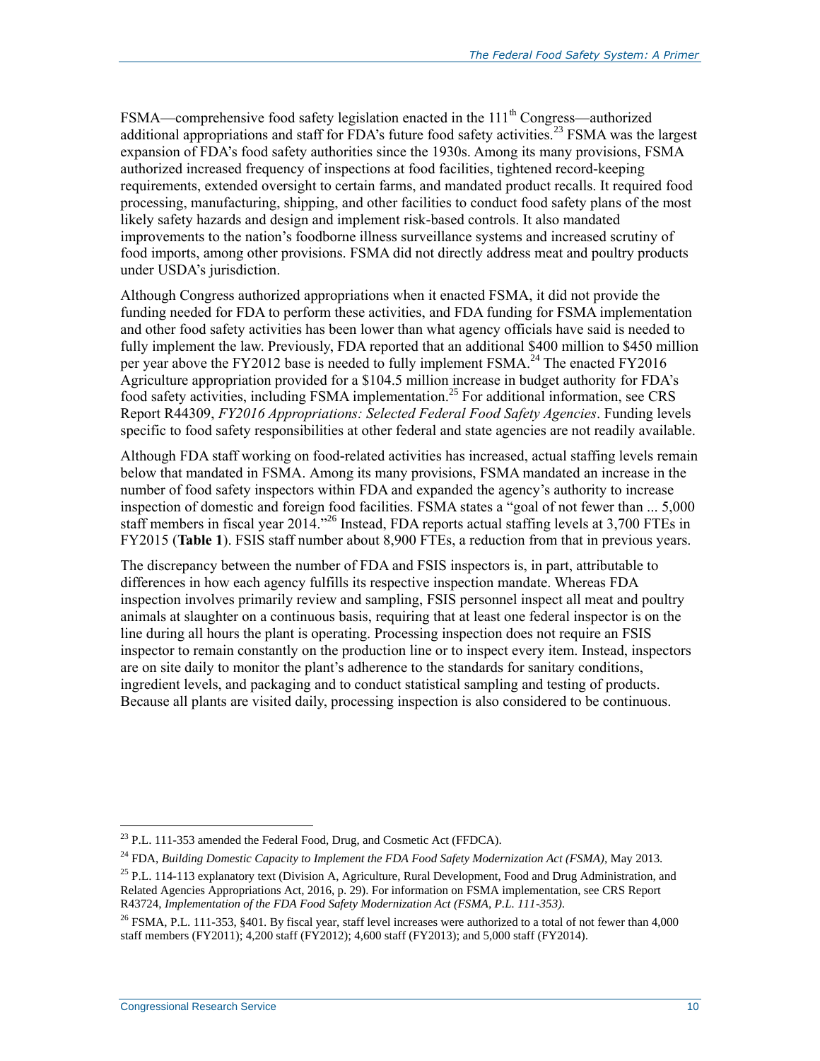FSMA—comprehensive food safety legislation enacted in the 111th Congress—authorized additional appropriations and staff for FDA's future food safety activities.[23] FSMA was the largest expansion of FDA's food safety authorities since the 1930s. Among its many provisions, FSMA authorized increased frequency of inspections at food facilities, tightened record-keeping requirements, extended oversight to certain farms, and mandated product recalls. It required food processing, manufacturing, shipping, and other facilities to conduct food safety plans of the most likely safety hazards and design and implement risk-based controls. It also mandated improvements to the nation's foodborne illness surveillance systems and increased scrutiny of food imports, among other provisions. FSMA did not directly address meat and poultry products under USDA's jurisdiction.

Although Congress authorized appropriations when it enacted FSMA, it did not provide the funding needed for FDA to perform these activities, and FDA funding for FSMA implementation and other food safety activities has been lower than what agency officials have said is needed to fully implement the law. Previously, FDA reported that an additional $400 million to $450 million per year above the FY2012 base is needed to fully implement FSMA.[24] The enacted FY2016 Agriculture appropriation provided for a $104.5 million increase in budget authority for FDA's food safety activities, including FSMA implementation.[25] For additional information, see CRS Report R44309, *FY2016 Appropriations: Selected Federal Food Safety Agencies*. Funding levels specific to food safety responsibilities at other federal and state agencies are not readily available.

Although FDA staff working on food-related activities has increased, actual staffing levels remain below that mandated in FSMA. Among its many provisions, FSMA mandated an increase in the number of food safety inspectors within FDA and expanded the agency's authority to increase inspection of domestic and foreign food facilities. FSMA states a "goal of not fewer than ... 5,000 staff members in fiscal year 2014."[26] Instead, FDA reports actual staffing levels at 3,700 FTEs in FY2015 (**Table 1**). FSIS staff number about 8,900 FTEs, a reduction from that in previous years.

The discrepancy between the number of FDA and FSIS inspectors is, in part, attributable to differences in how each agency fulfills its respective inspection mandate. Whereas FDA inspection involves primarily review and sampling, FSIS personnel inspect all meat and poultry animals at slaughter on a continuous basis, requiring that at least one federal inspector is on the line during all hours the plant is operating. Processing inspection does not require an FSIS inspector to remain constantly on the production line or to inspect every item. Instead, inspectors are on site daily to monitor the plant's adherence to the standards for sanitary conditions, ingredient levels, and packaging and to conduct statistical sampling and testing of products. Because all plants are visited daily, processing inspection is also considered to be continuous.

---

[23] P.L. 111-353 amended the Federal Food, Drug, and Cosmetic Act (FFDCA).

[24] FDA, *Building Domestic Capacity to Implement the FDA Food Safety Modernization Act (FSMA)*, May 2013.

[25] P.L. 114-113 explanatory text (Division A, Agriculture, Rural Development, Food and Drug Administration, and Related Agencies Appropriations Act, 2016, p. 29). For information on FSMA implementation, see CRS Report R43724, *Implementation of the FDA Food Safety Modernization Act (FSMA, P.L. 111-353)*.

[26] FSMA, P.L. 111-353, §401. By fiscal year, staff level increases were authorized to a total of not fewer than 4,000 staff members (FY2011); 4,200 staff (FY2012); 4,600 staff (FY2013); and 5,000 staff (FY2014).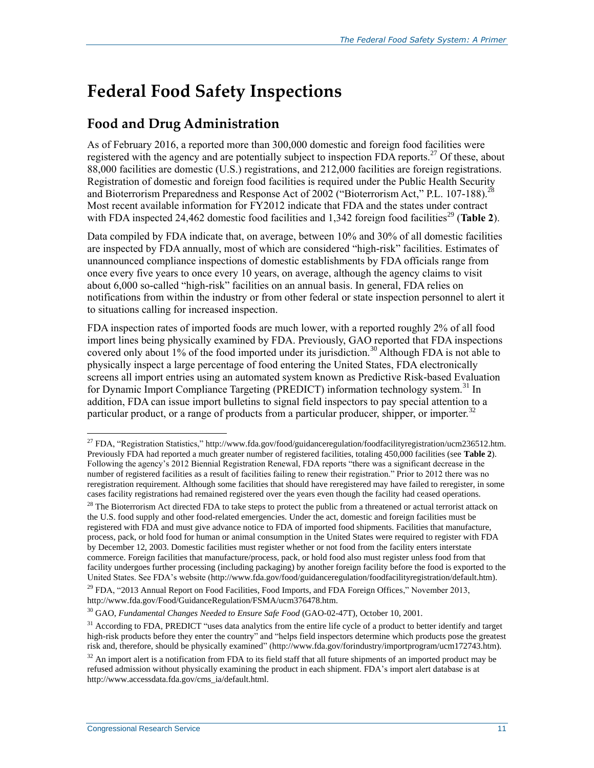# Federal Food Safety Inspections

## Food and Drug Administration

As of February 2016, a reported more than 300,000 domestic and foreign food facilities were registered with the agency and are potentially subject to inspection FDA reports.[27] Of these, about 88,000 facilities are domestic (U.S.) registrations, and 212,000 facilities are foreign registrations. Registration of domestic and foreign food facilities is required under the Public Health Security and Bioterrorism Preparedness and Response Act of 2002 ("Bioterrorism Act," P.L. 107-188).[28] Most recent available information for FY2012 indicate that FDA and the states under contract with FDA inspected 24,462 domestic food facilities and 1,342 foreign food facilities[29] (**Table 2**).

Data compiled by FDA indicate that, on average, between 10% and 30% of all domestic facilities are inspected by FDA annually, most of which are considered "high-risk" facilities. Estimates of unannounced compliance inspections of domestic establishments by FDA officials range from once every five years to once every 10 years, on average, although the agency claims to visit about 6,000 so-called "high-risk" facilities on an annual basis. In general, FDA relies on notifications from within the industry or from other federal or state inspection personnel to alert it to situations calling for increased inspection.

FDA inspection rates of imported foods are much lower, with a reported roughly 2% of all food import lines being physically examined by FDA. Previously, GAO reported that FDA inspections covered only about 1% of the food imported under its jurisdiction.[30] Although FDA is not able to physically inspect a large percentage of food entering the United States, FDA electronically screens all import entries using an automated system known as Predictive Risk-based Evaluation for Dynamic Import Compliance Targeting (PREDICT) information technology system.[31] In addition, FDA can issue import bulletins to signal field inspectors to pay special attention to a particular product, or a range of products from a particular producer, shipper, or importer.[32]

---

[27] FDA, "Registration Statistics," http://www.fda.gov/food/guidanceregulation/foodfacilityregistration/ucm236512.htm. Previously FDA had reported a much greater number of registered facilities, totaling 450,000 facilities (see **Table 2**). Following the agency's 2012 Biennial Registration Renewal, FDA reports "there was a significant decrease in the number of registered facilities as a result of facilities failing to renew their registration." Prior to 2012 there was no reregistration requirement. Although some facilities that should have reregistered may have failed to reregister, in some cases facility registrations had remained registered over the years even though the facility had ceased operations.

[28] The Bioterrorism Act directed FDA to take steps to protect the public from a threatened or actual terrorist attack on the U.S. food supply and other food-related emergencies. Under the act, domestic and foreign facilities must be registered with FDA and must give advance notice to FDA of imported food shipments. Facilities that manufacture, process, pack, or hold food for human or animal consumption in the United States were required to register with FDA by December 12, 2003. Domestic facilities must register whether or not food from the facility enters interstate commerce. Foreign facilities that manufacture/process, pack, or hold food also must register unless food from that facility undergoes further processing (including packaging) by another foreign facility before the food is exported to the United States. See FDA's website (http://www.fda.gov/food/guidanceregulation/foodfacilityregistration/default.htm).

[29] FDA, "2013 Annual Report on Food Facilities, Food Imports, and FDA Foreign Offices," November 2013, http://www.fda.gov/Food/GuidanceRegulation/FSMA/ucm376478.htm.

[30] GAO, *Fundamental Changes Needed to Ensure Safe Food* (GAO-02-47T), October 10, 2001.

[31] According to FDA, PREDICT "uses data analytics from the entire life cycle of a product to better identify and target high-risk products before they enter the country" and "helps field inspectors determine which products pose the greatest risk and, therefore, should be physically examined" (http://www.fda.gov/forindustry/importprogram/ucm172743.htm).

[32] An import alert is a notification from FDA to its field staff that all future shipments of an imported product may be refused admission without physically examining the product in each shipment. FDA's import alert database is at http://www.accessdata.fda.gov/cms_ia/default.html.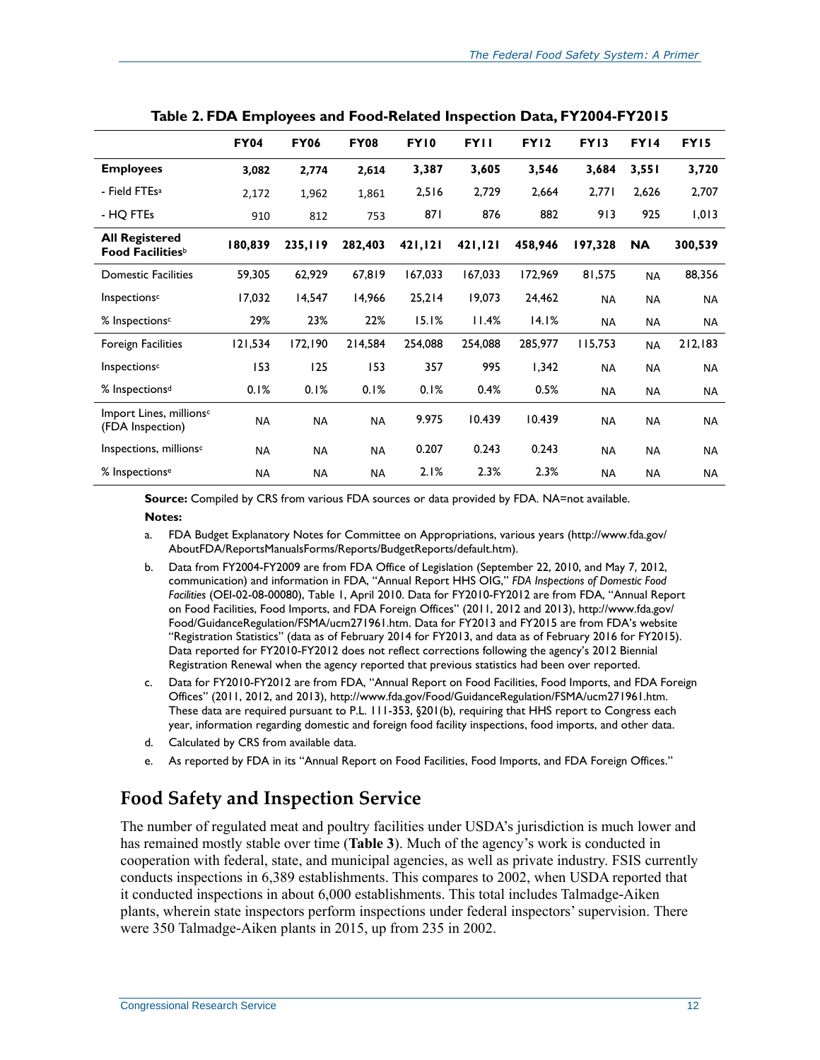**Table 2. FDA Employees and Food-Related Inspection Data, FY2004-FY2015**

| | FY04 | FY06 | FY08 | FY10 | FY11 | FY12 | FY13 | FY14 | FY15 |
|---|---|---|---|---|---|---|---|---|---|
| **Employees** | **3,082** | **2,774** | **2,614** | **3,387** | **3,605** | **3,546** | **3,684** | **3,551** | **3,720** |
| - Field FTEs[a] | 2,172 | 1,962 | 1,861 | 2,516 | 2,729 | 2,664 | 2,771 | 2,626 | 2,707 |
| - HQ FTEs | 910 | 812 | 753 | 871 | 876 | 882 | 913 | 925 | 1,013 |
| **All Registered Food Facilities**[b] | **180,839** | **235,119** | **282,403** | **421,121** | **421,121** | **458,946** | **197,328** | **NA** | **300,539** |
| Domestic Facilities | 59,305 | 62,929 | 67,819 | 167,033 | 167,033 | 172,969 | 81,575 | NA | 88,356 |
| Inspections[c] | 17,032 | 14,547 | 14,966 | 25,214 | 19,073 | 24,462 | NA | NA | NA |
| % Inspections[c] | 29% | 23% | 22% | 15.1% | 11.4% | 14.1% | NA | NA | NA |
| Foreign Facilities | 121,534 | 172,190 | 214,584 | 254,088 | 254,088 | 285,977 | 115,753 | NA | 212,183 |
| Inspections[c] | 153 | 125 | 153 | 357 | 995 | 1,342 | NA | NA | NA |
| % Inspections[d] | 0.1% | 0.1% | 0.1% | 0.1% | 0.4% | 0.5% | NA | NA | NA |
| Import Lines, millions[c] (FDA Inspection) | NA | NA | NA | 9.975 | 10.439 | 10.439 | NA | NA | NA |
| Inspections, millions[c] | NA | NA | NA | 0.207 | 0.243 | 0.243 | NA | NA | NA |
| % Inspections[e] | NA | NA | NA | 2.1% | 2.3% | 2.3% | NA | NA | NA |

**Source:** Compiled by CRS from various FDA sources or data provided by FDA. NA=not available.

**Notes:**

a. FDA Budget Explanatory Notes for Committee on Appropriations, various years (http://www.fda.gov/AboutFDA/ReportsManualsForms/Reports/BudgetReports/default.htm).

b. Data from FY2004-FY2009 are from FDA Office of Legislation (September 22, 2010, and May 7, 2012, communication) and information in FDA, "Annual Report HHS OIG," *FDA Inspections of Domestic Food Facilities* (OEI-02-08-00080), Table 1, April 2010. Data for FY2010-FY2012 are from FDA, "Annual Report on Food Facilities, Food Imports, and FDA Foreign Offices" (2011, 2012 and 2013), http://www.fda.gov/Food/GuidanceRegulation/FSMA/ucm271961.htm. Data for FY2013 and FY2015 are from FDA's website "Registration Statistics" (data as of February 2014 for FY2013, and data as of February 2016 for FY2015). Data reported for FY2010-FY2012 does not reflect corrections following the agency's 2012 Biennial Registration Renewal when the agency reported that previous statistics had been over reported.

c. Data for FY2010-FY2012 are from FDA, "Annual Report on Food Facilities, Food Imports, and FDA Foreign Offices" (2011, 2012, and 2013), http://www.fda.gov/Food/GuidanceRegulation/FSMA/ucm271961.htm. These data are required pursuant to P.L. 111-353, §201(b), requiring that HHS report to Congress each year, information regarding domestic and foreign food facility inspections, food imports, and other data.

d. Calculated by CRS from available data.

e. As reported by FDA in its "Annual Report on Food Facilities, Food Imports, and FDA Foreign Offices."

## Food Safety and Inspection Service

The number of regulated meat and poultry facilities under USDA's jurisdiction is much lower and has remained mostly stable over time (**Table 3**). Much of the agency's work is conducted in cooperation with federal, state, and municipal agencies, as well as private industry. FSIS currently conducts inspections in 6,389 establishments. This compares to 2002, when USDA reported that it conducted inspections in about 6,000 establishments. This total includes Talmadge-Aiken plants, wherein state inspectors perform inspections under federal inspectors' supervision. There were 350 Talmadge-Aiken plants in 2015, up from 235 in 2002.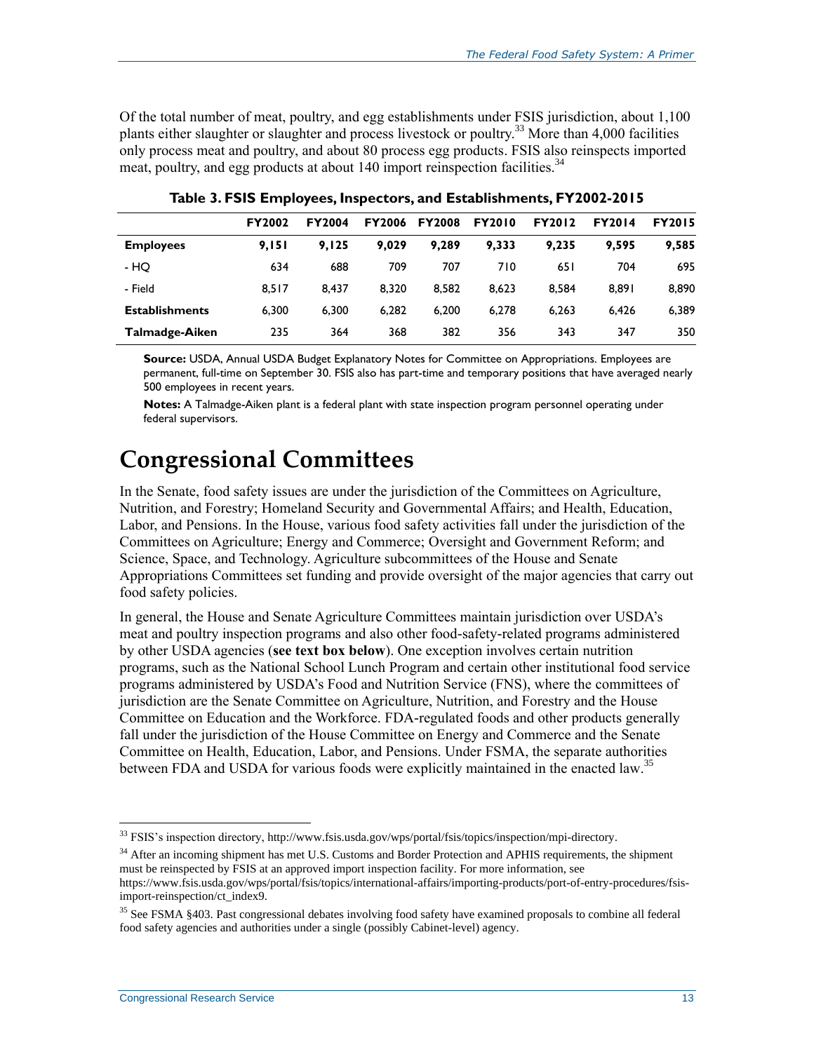Of the total number of meat, poultry, and egg establishments under FSIS jurisdiction, about 1,100 plants either slaughter or slaughter and process livestock or poultry.[33] More than 4,000 facilities only process meat and poultry, and about 80 process egg products. FSIS also reinspects imported meat, poultry, and egg products at about 140 import reinspection facilities.[34]

**Table 3. FSIS Employees, Inspectors, and Establishments, FY2002-2015**

| | FY2002 | FY2004 | FY2006 | FY2008 | FY2010 | FY2012 | FY2014 | FY2015 |
|---|---|---|---|---|---|---|---|---|
| **Employees** | **9,151** | **9,125** | **9,029** | **9,289** | **9,333** | **9,235** | **9,595** | **9,585** |
| - HQ | 634 | 688 | 709 | 707 | 710 | 651 | 704 | 695 |
| - Field | 8,517 | 8,437 | 8,320 | 8,582 | 8,623 | 8,584 | 8,891 | 8,890 |
| **Establishments** | 6,300 | 6,300 | 6,282 | 6,200 | 6,278 | 6,263 | 6,426 | 6,389 |
| **Talmadge-Aiken** | 235 | 364 | 368 | 382 | 356 | 343 | 347 | 350 |

**Source:** USDA, Annual USDA Budget Explanatory Notes for Committee on Appropriations. Employees are permanent, full-time on September 30. FSIS also has part-time and temporary positions that have averaged nearly 500 employees in recent years.

**Notes:** A Talmadge-Aiken plant is a federal plant with state inspection program personnel operating under federal supervisors.

# Congressional Committees

In the Senate, food safety issues are under the jurisdiction of the Committees on Agriculture, Nutrition, and Forestry; Homeland Security and Governmental Affairs; and Health, Education, Labor, and Pensions. In the House, various food safety activities fall under the jurisdiction of the Committees on Agriculture; Energy and Commerce; Oversight and Government Reform; and Science, Space, and Technology. Agriculture subcommittees of the House and Senate Appropriations Committees set funding and provide oversight of the major agencies that carry out food safety policies.

In general, the House and Senate Agriculture Committees maintain jurisdiction over USDA's meat and poultry inspection programs and also other food-safety-related programs administered by other USDA agencies (**see text box below**). One exception involves certain nutrition programs, such as the National School Lunch Program and certain other institutional food service programs administered by USDA's Food and Nutrition Service (FNS), where the committees of jurisdiction are the Senate Committee on Agriculture, Nutrition, and Forestry and the House Committee on Education and the Workforce. FDA-regulated foods and other products generally fall under the jurisdiction of the House Committee on Energy and Commerce and the Senate Committee on Health, Education, Labor, and Pensions. Under FSMA, the separate authorities between FDA and USDA for various foods were explicitly maintained in the enacted law.[35]

[33] FSIS's inspection directory, http://www.fsis.usda.gov/wps/portal/fsis/topics/inspection/mpi-directory.

[34] After an incoming shipment has met U.S. Customs and Border Protection and APHIS requirements, the shipment must be reinspected by FSIS at an approved import inspection facility. For more information, see https://www.fsis.usda.gov/wps/portal/fsis/topics/international-affairs/importing-products/port-of-entry-procedures/fsis-import-reinspection/ct_index9.

[35] See FSMA §403. Past congressional debates involving food safety have examined proposals to combine all federal food safety agencies and authorities under a single (possibly Cabinet-level) agency.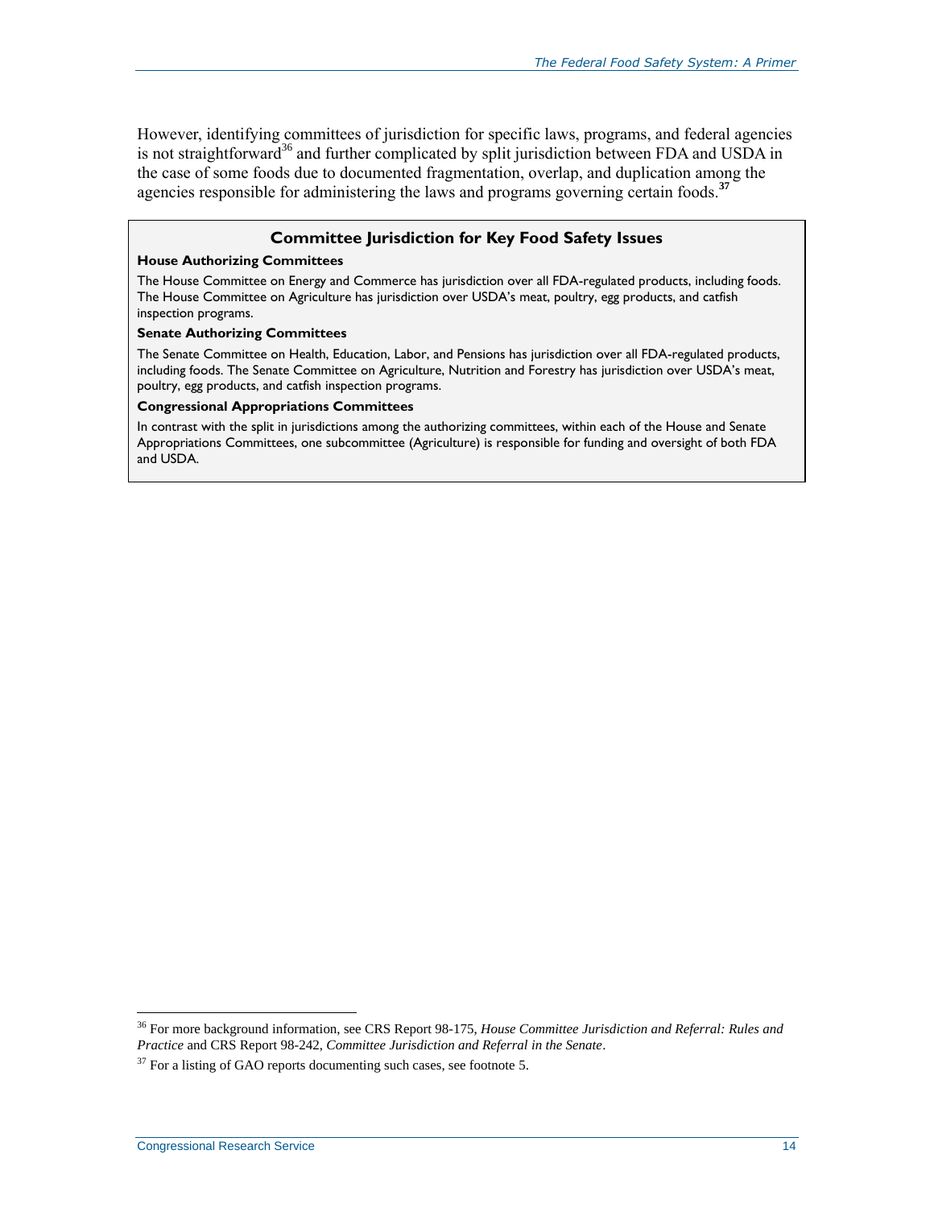However, identifying committees of jurisdiction for specific laws, programs, and federal agencies is not straightforward[36] and further complicated by split jurisdiction between FDA and USDA in the case of some foods due to documented fragmentation, overlap, and duplication among the agencies responsible for administering the laws and programs governing certain foods.[37]

### Committee Jurisdiction for Key Food Safety Issues

**House Authorizing Committees**

The House Committee on Energy and Commerce has jurisdiction over all FDA-regulated products, including foods. The House Committee on Agriculture has jurisdiction over USDA's meat, poultry, egg products, and catfish inspection programs.

**Senate Authorizing Committees**

The Senate Committee on Health, Education, Labor, and Pensions has jurisdiction over all FDA-regulated products, including foods. The Senate Committee on Agriculture, Nutrition and Forestry has jurisdiction over USDA's meat, poultry, egg products, and catfish inspection programs.

**Congressional Appropriations Committees**

In contrast with the split in jurisdictions among the authorizing committees, within each of the House and Senate Appropriations Committees, one subcommittee (Agriculture) is responsible for funding and oversight of both FDA and USDA.

---

[36] For more background information, see CRS Report 98-175, *House Committee Jurisdiction and Referral: Rules and Practice* and CRS Report 98-242, *Committee Jurisdiction and Referral in the Senate*.

[37] For a listing of GAO reports documenting such cases, see footnote 5.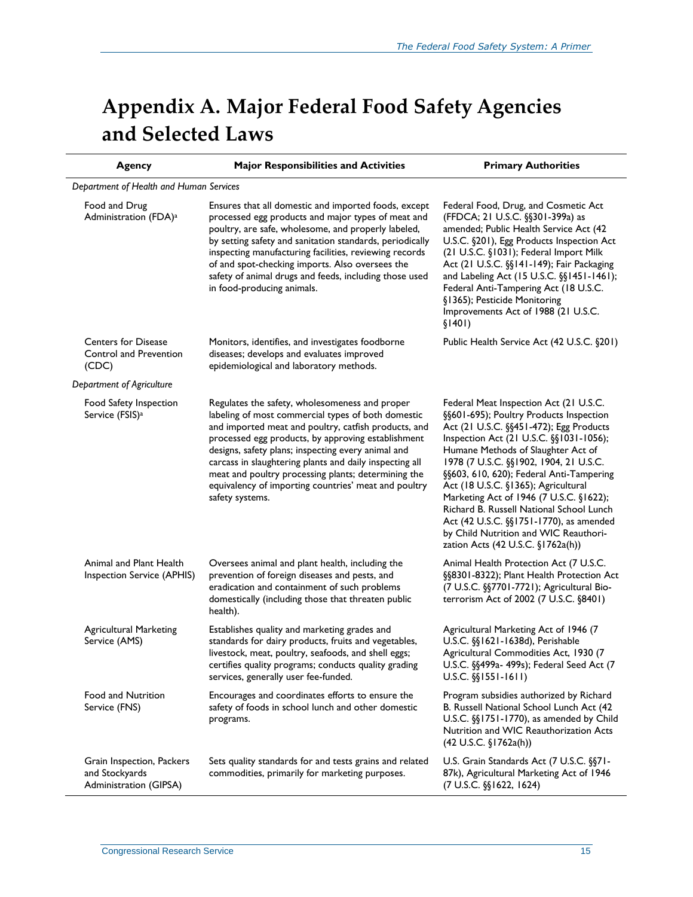# Appendix A. Major Federal Food Safety Agencies and Selected Laws

| Agency | Major Responsibilities and Activities | Primary Authorities |
|---|---|---|
| *Department of Health and Human Services* | | |
| Food and Drug Administration (FDA)[a] | Ensures that all domestic and imported foods, except processed egg products and major types of meat and poultry, are safe, wholesome, and properly labeled, by setting safety and sanitation standards, periodically inspecting manufacturing facilities, reviewing records of and spot-checking imports. Also oversees the safety of animal drugs and feeds, including those used in food-producing animals. | Federal Food, Drug, and Cosmetic Act (FFDCA; 21 U.S.C. §§301-399a) as amended; Public Health Service Act (42 U.S.C. §201), Egg Products Inspection Act (21 U.S.C. §1031); Federal Import Milk Act (21 U.S.C. §§141-149); Fair Packaging and Labeling Act (15 U.S.C. §§1451-1461); Federal Anti-Tampering Act (18 U.S.C. §1365); Pesticide Monitoring Improvements Act of 1988 (21 U.S.C. §1401) |
| Centers for Disease Control and Prevention (CDC) | Monitors, identifies, and investigates foodborne diseases; develops and evaluates improved epidemiological and laboratory methods. | Public Health Service Act (42 U.S.C. §201) |
| *Department of Agriculture* | | |
| Food Safety Inspection Service (FSIS)[a] | Regulates the safety, wholesomeness and proper labeling of most commercial types of both domestic and imported meat and poultry, catfish products, and processed egg products, by approving establishment designs, safety plans; inspecting every animal and carcass in slaughtering plants and daily inspecting all meat and poultry processing plants; determining the equivalency of importing countries' meat and poultry safety systems. | Federal Meat Inspection Act (21 U.S.C. §§601-695); Poultry Products Inspection Act (21 U.S.C. §§451-472); Egg Products Inspection Act (21 U.S.C. §§1031-1056); Humane Methods of Slaughter Act of 1978 (7 U.S.C. §§1902, 1904, 21 U.S.C. §§603, 610, 620); Federal Anti-Tampering Act (18 U.S.C. §1365); Agricultural Marketing Act of 1946 (7 U.S.C. §1622); Richard B. Russell National School Lunch Act (42 U.S.C. §§1751-1770), as amended by Child Nutrition and WIC Reauthorization Acts (42 U.S.C. §1762a(h)) |
| Animal and Plant Health Inspection Service (APHIS) | Oversees animal and plant health, including the prevention of foreign diseases and pests, and eradication and containment of such problems domestically (including those that threaten public health). | Animal Health Protection Act (7 U.S.C. §§8301-8322); Plant Health Protection Act (7 U.S.C. §§7701-7721); Agricultural Bio-terrorism Act of 2002 (7 U.S.C. §8401) |
| Agricultural Marketing Service (AMS) | Establishes quality and marketing grades and standards for dairy products, fruits and vegetables, livestock, meat, poultry, seafoods, and shell eggs; certifies quality programs; conducts quality grading services, generally user fee-funded. | Agricultural Marketing Act of 1946 (7 U.S.C. §§1621-1638d), Perishable Agricultural Commodities Act, 1930 (7 U.S.C. §§499a- 499s); Federal Seed Act (7 U.S.C. §§1551-1611) |
| Food and Nutrition Service (FNS) | Encourages and coordinates efforts to ensure the safety of foods in school lunch and other domestic programs. | Program subsidies authorized by Richard B. Russell National School Lunch Act (42 U.S.C. §§1751-1770), as amended by Child Nutrition and WIC Reauthorization Acts (42 U.S.C. §1762a(h)) |
| Grain Inspection, Packers and Stockyards Administration (GIPSA) | Sets quality standards for and tests grains and related commodities, primarily for marketing purposes. | U.S. Grain Standards Act (7 U.S.C. §§71-87k), Agricultural Marketing Act of 1946 (7 U.S.C. §§1622, 1624) |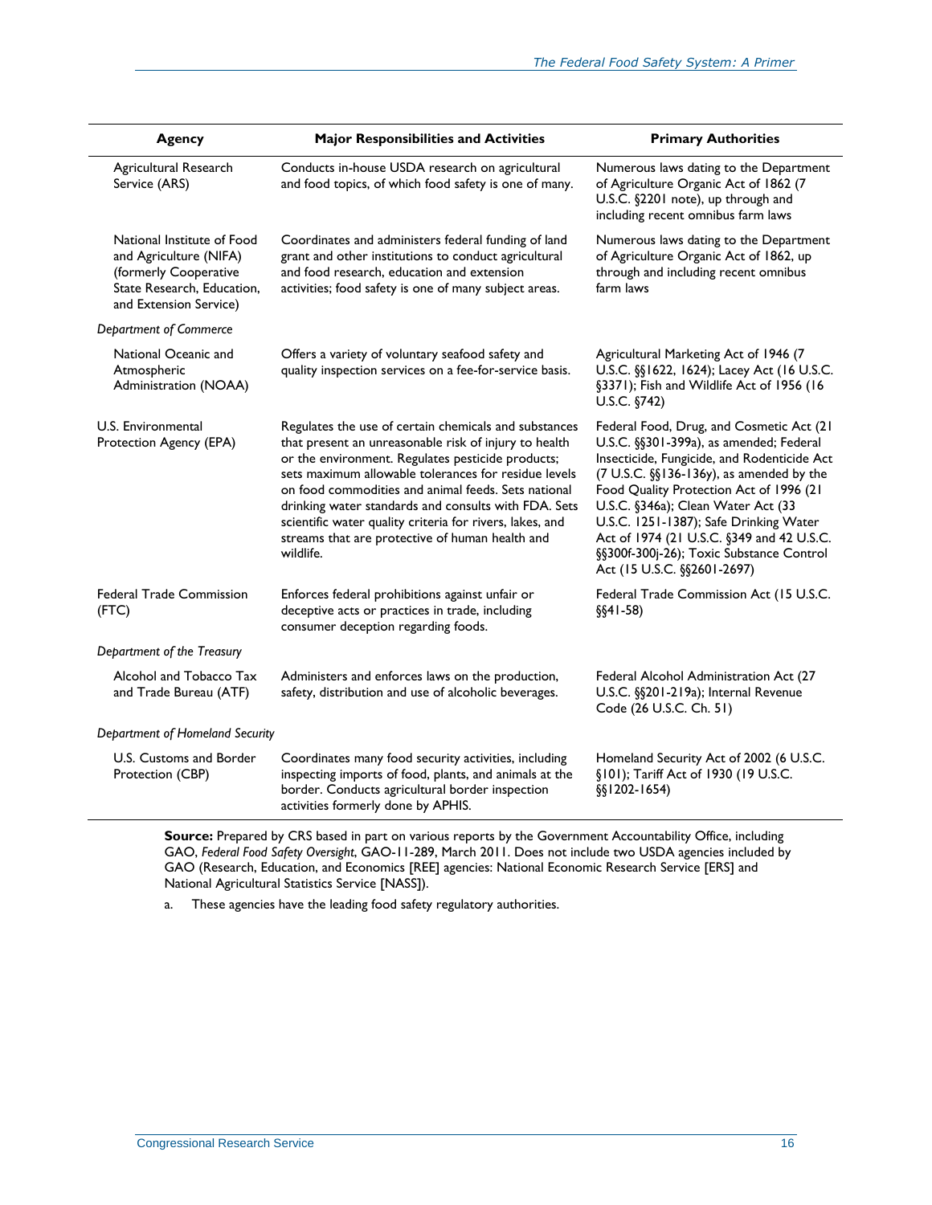| Agency | Major Responsibilities and Activities | Primary Authorities |
| --- | --- | --- |
| Agricultural Research Service (ARS) | Conducts in-house USDA research on agricultural and food topics, of which food safety is one of many. | Numerous laws dating to the Department of Agriculture Organic Act of 1862 (7 U.S.C. §2201 note), up through and including recent omnibus farm laws |
| National Institute of Food and Agriculture (NIFA) (formerly Cooperative State Research, Education, and Extension Service) | Coordinates and administers federal funding of land grant and other institutions to conduct agricultural and food research, education and extension activities; food safety is one of many subject areas. | Numerous laws dating to the Department of Agriculture Organic Act of 1862, up through and including recent omnibus farm laws |
| *Department of Commerce* | | |
| National Oceanic and Atmospheric Administration (NOAA) | Offers a variety of voluntary seafood safety and quality inspection services on a fee-for-service basis. | Agricultural Marketing Act of 1946 (7 U.S.C. §§1622, 1624); Lacey Act (16 U.S.C. §3371); Fish and Wildlife Act of 1956 (16 U.S.C. §742) |
| U.S. Environmental Protection Agency (EPA) | Regulates the use of certain chemicals and substances that present an unreasonable risk of injury to health or the environment. Regulates pesticide products; sets maximum allowable tolerances for residue levels on food commodities and animal feeds. Sets national drinking water standards and consults with FDA. Sets scientific water quality criteria for rivers, lakes, and streams that are protective of human health and wildlife. | Federal Food, Drug, and Cosmetic Act (21 U.S.C. §§301-399a), as amended; Federal Insecticide, Fungicide, and Rodenticide Act (7 U.S.C. §§136-136y), as amended by the Food Quality Protection Act of 1996 (21 U.S.C. §346a); Clean Water Act (33 U.S.C. 1251-1387); Safe Drinking Water Act of 1974 (21 U.S.C. §349 and 42 U.S.C. §§300f-300j-26); Toxic Substance Control Act (15 U.S.C. §§2601-2697) |
| Federal Trade Commission (FTC) | Enforces federal prohibitions against unfair or deceptive acts or practices in trade, including consumer deception regarding foods. | Federal Trade Commission Act (15 U.S.C. §§41-58) |
| *Department of the Treasury* | | |
| Alcohol and Tobacco Tax and Trade Bureau (ATF) | Administers and enforces laws on the production, safety, distribution and use of alcoholic beverages. | Federal Alcohol Administration Act (27 U.S.C. §§201-219a); Internal Revenue Code (26 U.S.C. Ch. 51) |
| *Department of Homeland Security* | | |
| U.S. Customs and Border Protection (CBP) | Coordinates many food security activities, including inspecting imports of food, plants, and animals at the border. Conducts agricultural border inspection activities formerly done by APHIS. | Homeland Security Act of 2002 (6 U.S.C. §101); Tariff Act of 1930 (19 U.S.C. §§1202-1654) |

**Source:** Prepared by CRS based in part on various reports by the Government Accountability Office, including GAO, *Federal Food Safety Oversight*, GAO-11-289, March 2011. Does not include two USDA agencies included by GAO (Research, Education, and Economics [REE] agencies: National Economic Research Service [ERS] and National Agricultural Statistics Service [NASS]).

a. These agencies have the leading food safety regulatory authorities.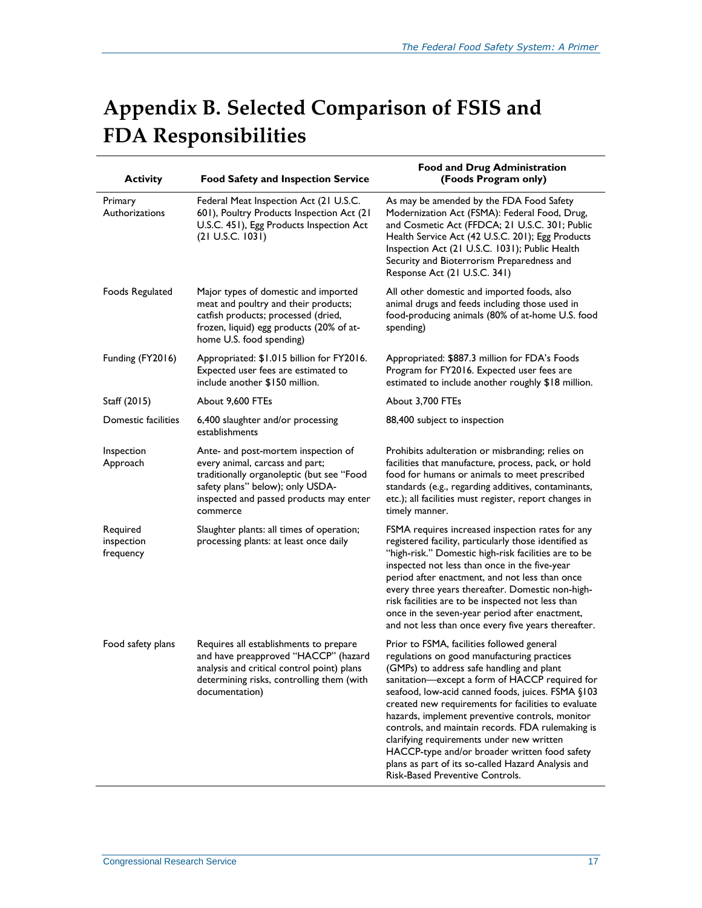# Appendix B. Selected Comparison of FSIS and FDA Responsibilities

| Activity | Food Safety and Inspection Service | Food and Drug Administration (Foods Program only) |
|---|---|---|
| Primary Authorizations | Federal Meat Inspection Act (21 U.S.C. 601), Poultry Products Inspection Act (21 U.S.C. 451), Egg Products Inspection Act (21 U.S.C. 1031) | As may be amended by the FDA Food Safety Modernization Act (FSMA): Federal Food, Drug, and Cosmetic Act (FFDCA; 21 U.S.C. 301; Public Health Service Act (42 U.S.C. 201); Egg Products Inspection Act (21 U.S.C. 1031); Public Health Security and Bioterrorism Preparedness and Response Act (21 U.S.C. 341) |
| Foods Regulated | Major types of domestic and imported meat and poultry and their products; catfish products; processed (dried, frozen, liquid) egg products (20% of at-home U.S. food spending) | All other domestic and imported foods, also animal drugs and feeds including those used in food-producing animals (80% of at-home U.S. food spending) |
| Funding (FY2016) | Appropriated: $1.015 billion for FY2016. Expected user fees are estimated to include another $150 million. | Appropriated: $887.3 million for FDA's Foods Program for FY2016. Expected user fees are estimated to include another roughly $18 million. |
| Staff (2015) | About 9,600 FTEs | About 3,700 FTEs |
| Domestic facilities | 6,400 slaughter and/or processing establishments | 88,400 subject to inspection |
| Inspection Approach | Ante- and post-mortem inspection of every animal, carcass and part; traditionally organoleptic (but see "Food safety plans" below); only USDA-inspected and passed products may enter commerce | Prohibits adulteration or misbranding; relies on facilities that manufacture, process, pack, or hold food for humans or animals to meet prescribed standards (e.g., regarding additives, contaminants, etc.); all facilities must register, report changes in timely manner. |
| Required inspection frequency | Slaughter plants: all times of operation; processing plants: at least once daily | FSMA requires increased inspection rates for any registered facility, particularly those identified as "high-risk." Domestic high-risk facilities are to be inspected not less than once in the five-year period after enactment, and not less than once every three years thereafter. Domestic non-high-risk facilities are to be inspected not less than once in the seven-year period after enactment, and not less than once every five years thereafter. |
| Food safety plans | Requires all establishments to prepare and have preapproved "HACCP" (hazard analysis and critical control point) plans determining risks, controlling them (with documentation) | Prior to FSMA, facilities followed general regulations on good manufacturing practices (GMPs) to address safe handling and plant sanitation—except a form of HACCP required for seafood, low-acid canned foods, juices. FSMA §103 created new requirements for facilities to evaluate hazards, implement preventive controls, monitor controls, and maintain records. FDA rulemaking is clarifying requirements under new written HACCP-type and/or broader written food safety plans as part of its so-called Hazard Analysis and Risk-Based Preventive Controls. |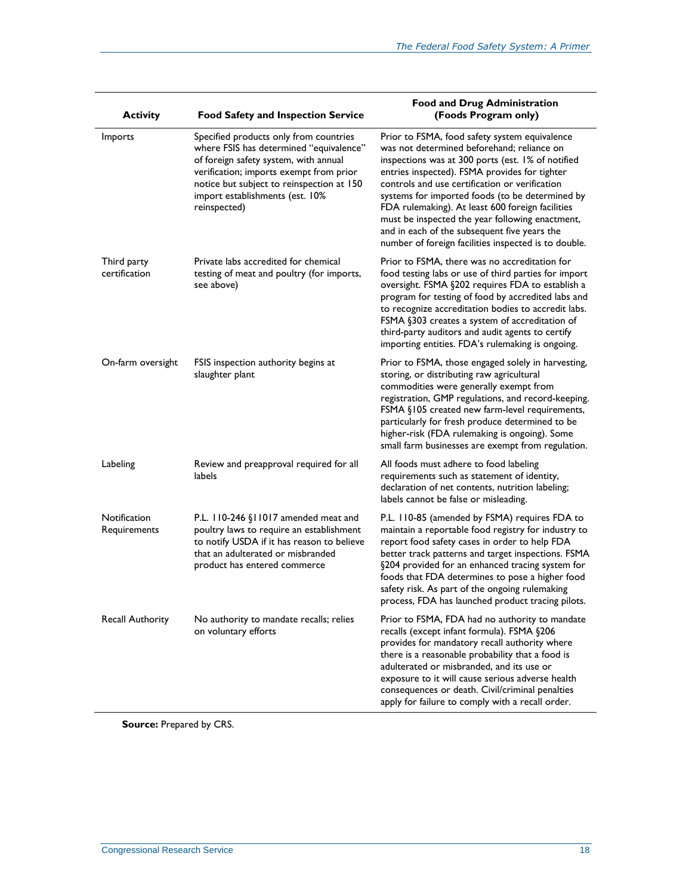| Activity | Food Safety and Inspection Service | Food and Drug Administration (Foods Program only) |
| --- | --- | --- |
| Imports | Specified products only from countries where FSIS has determined "equivalence" of foreign safety system, with annual verification; imports exempt from prior notice but subject to reinspection at 150 import establishments (est. 10% reinspected) | Prior to FSMA, food safety system equivalence was not determined beforehand; reliance on inspections was at 300 ports (est. 1% of notified entries inspected). FSMA provides for tighter controls and use certification or verification systems for imported foods (to be determined by FDA rulemaking). At least 600 foreign facilities must be inspected the year following enactment, and in each of the subsequent five years the number of foreign facilities inspected is to double. |
| Third party certification | Private labs accredited for chemical testing of meat and poultry (for imports, see above) | Prior to FSMA, there was no accreditation for food testing labs or use of third parties for import oversight. FSMA §202 requires FDA to establish a program for testing of food by accredited labs and to recognize accreditation bodies to accredit labs. FSMA §303 creates a system of accreditation of third-party auditors and audit agents to certify importing entities. FDA's rulemaking is ongoing. |
| On-farm oversight | FSIS inspection authority begins at slaughter plant | Prior to FSMA, those engaged solely in harvesting, storing, or distributing raw agricultural commodities were generally exempt from registration, GMP regulations, and record-keeping. FSMA §105 created new farm-level requirements, particularly for fresh produce determined to be higher-risk (FDA rulemaking is ongoing). Some small farm businesses are exempt from regulation. |
| Labeling | Review and preapproval required for all labels | All foods must adhere to food labeling requirements such as statement of identity, declaration of net contents, nutrition labeling; labels cannot be false or misleading. |
| Notification Requirements | P.L. 110-246 §11017 amended meat and poultry laws to require an establishment to notify USDA if it has reason to believe that an adulterated or misbranded product has entered commerce | P.L. 110-85 (amended by FSMA) requires FDA to maintain a reportable food registry for industry to report food safety cases in order to help FDA better track patterns and target inspections. FSMA §204 provided for an enhanced tracing system for foods that FDA determines to pose a higher food safety risk. As part of the ongoing rulemaking process, FDA has launched product tracing pilots. |
| Recall Authority | No authority to mandate recalls; relies on voluntary efforts | Prior to FSMA, FDA had no authority to mandate recalls (except infant formula). FSMA §206 provides for mandatory recall authority where there is a reasonable probability that a food is adulterated or misbranded, and its use or exposure to it will cause serious adverse health consequences or death. Civil/criminal penalties apply for failure to comply with a recall order. |

**Source:** Prepared by CRS.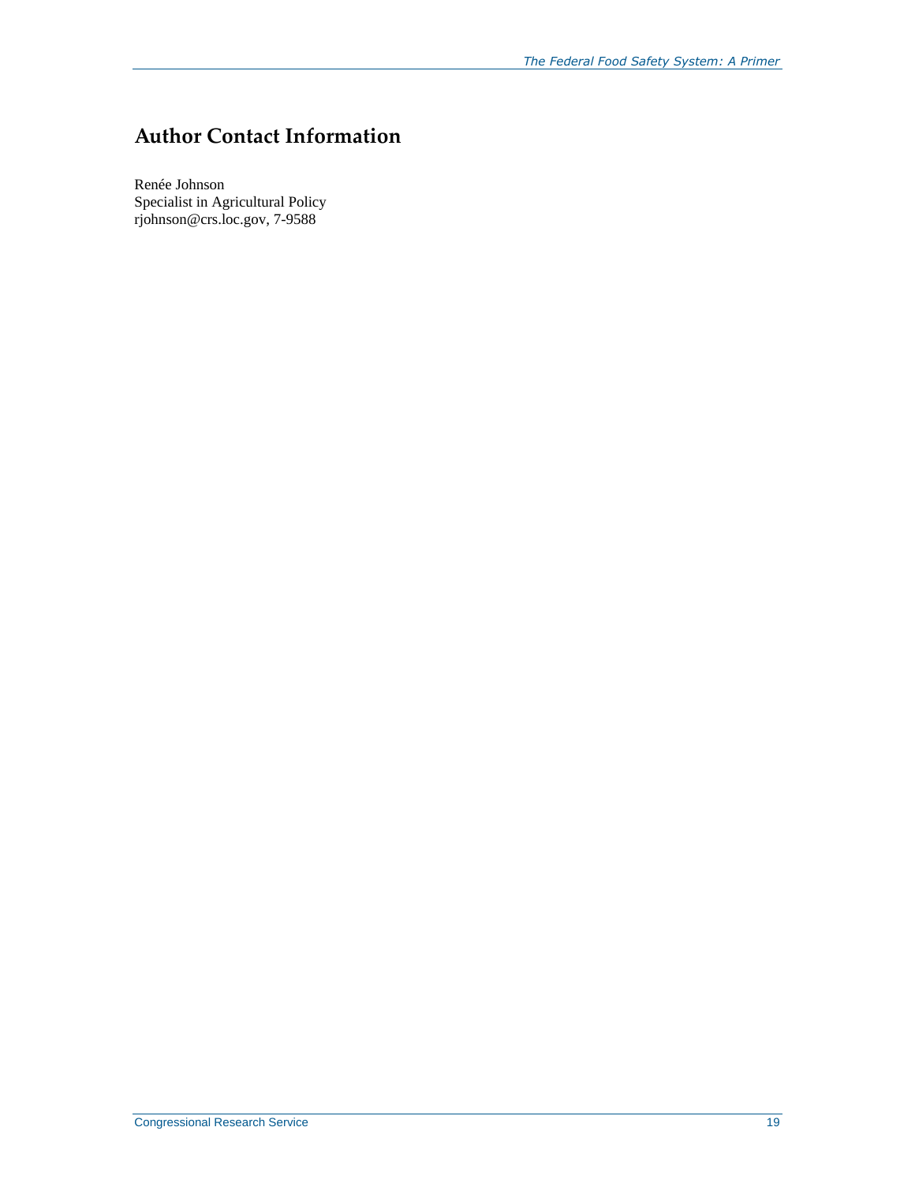## Author Contact Information

Renée Johnson
Specialist in Agricultural Policy
rjohnson@crs.loc.gov, 7-9588